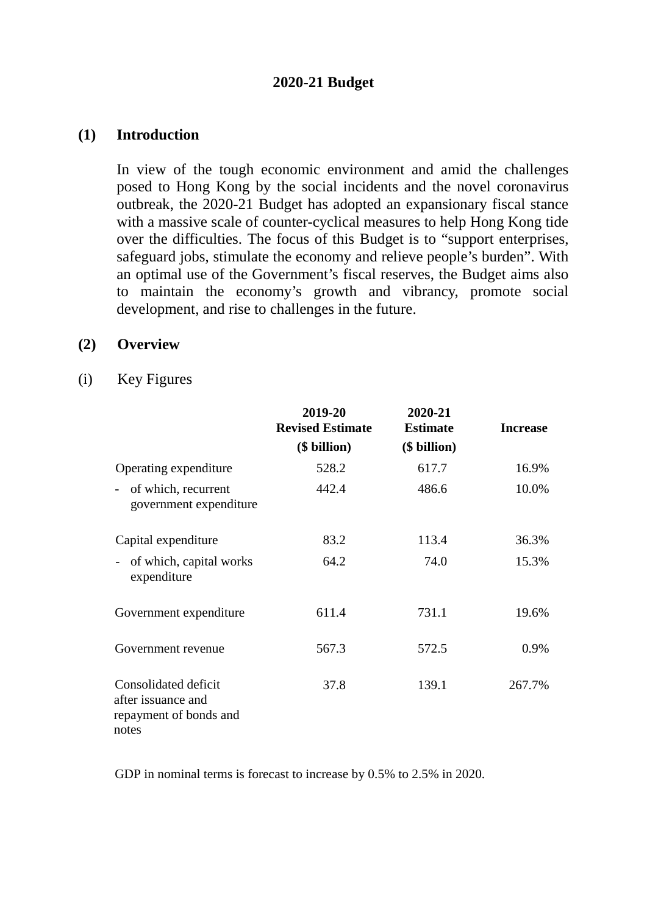# 2020-21 Budget

## (1) Introduction

In view of the tough economic environment and amid the challenges posed to Hong Kong by the social incidents and the novel coronavirus outbreak, the 2020-21 Budget has adopted an expansionary fiscal stance with a massive scale of counter-cyclical measures to help Hong Kong tide over the difficulties. The focus of this Budget is to "support enterprises, safeguard jobs, stimulate the economy and relieve people's burden". With an optimal use of the Government's fiscal reserves, the Budget aims also to maintain the economy's growth and vibrancy, promote social development, and rise to challenges in the future.

## (2) Overview

### (i) Key Figures

| | 2019-20 Revised Estimate ($ billion) | 2020-21 Estimate ($ billion) | Increase |
|---|---|---|---|
| Operating expenditure | 528.2 | 617.7 | 16.9% |
| - of which, recurrent government expenditure | 442.4 | 486.6 | 10.0% |
| Capital expenditure | 83.2 | 113.4 | 36.3% |
| - of which, capital works expenditure | 64.2 | 74.0 | 15.3% |
| Government expenditure | 611.4 | 731.1 | 19.6% |
| Government revenue | 567.3 | 572.5 | 0.9% |
| Consolidated deficit after issuance and repayment of bonds and notes | 37.8 | 139.1 | 267.7% |

GDP in nominal terms is forecast to increase by 0.5% to 2.5% in 2020.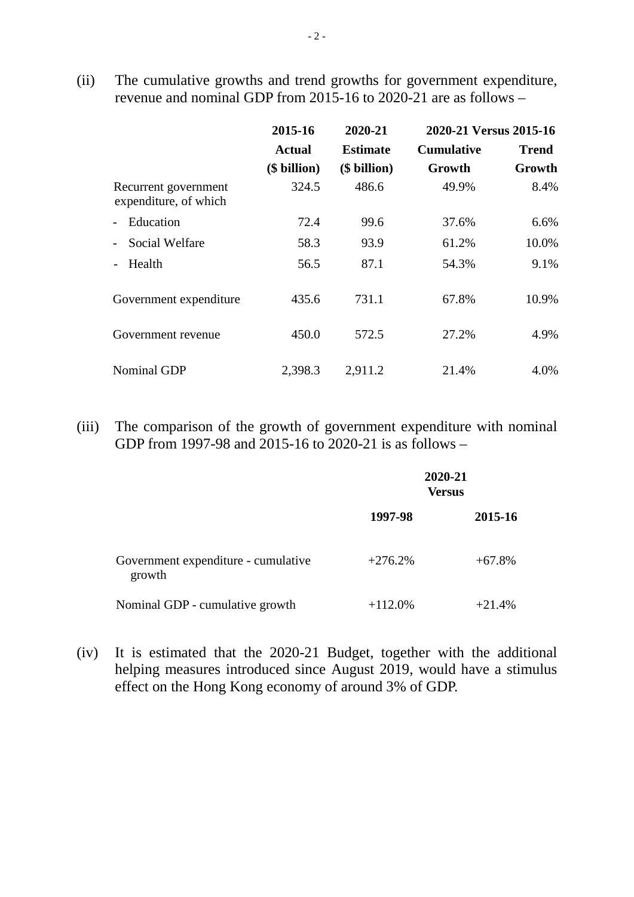(ii) The cumulative growths and trend growths for government expenditure, revenue and nominal GDP from 2015-16 to 2020-21 are as follows –

| | **2015-16 Actual ($ billion)** | **2020-21 Estimate ($ billion)** | **2020-21 Versus 2015-16 Cumulative Growth** | **Trend Growth** |
|---|---|---|---|---|
| Recurrent government expenditure, of which | 324.5 | 486.6 | 49.9% | 8.4% |
| - Education | 72.4 | 99.6 | 37.6% | 6.6% |
| - Social Welfare | 58.3 | 93.9 | 61.2% | 10.0% |
| - Health | 56.5 | 87.1 | 54.3% | 9.1% |
| Government expenditure | 435.6 | 731.1 | 67.8% | 10.9% |
| Government revenue | 450.0 | 572.5 | 27.2% | 4.9% |
| Nominal GDP | 2,398.3 | 2,911.2 | 21.4% | 4.0% |

(iii) The comparison of the growth of government expenditure with nominal GDP from 1997-98 and 2015-16 to 2020-21 is as follows –

| | **2020-21 Versus** | |
|---|---|---|
| | **1997-98** | **2015-16** |
| Government expenditure - cumulative growth | +276.2% | +67.8% |
| Nominal GDP - cumulative growth | +112.0% | +21.4% |

(iv) It is estimated that the 2020-21 Budget, together with the additional helping measures introduced since August 2019, would have a stimulus effect on the Hong Kong economy of around 3% of GDP.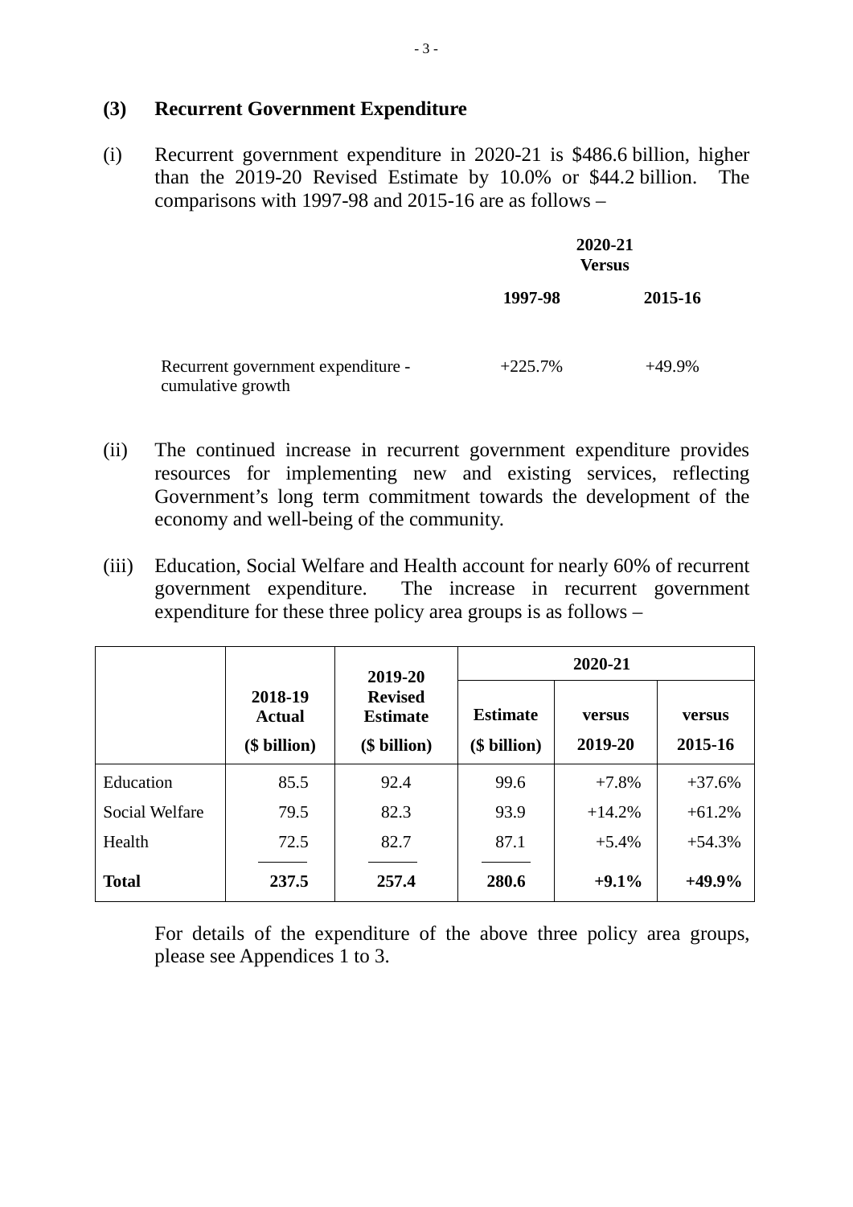## (3) Recurrent Government Expenditure

(i) Recurrent government expenditure in 2020-21 is $486.6 billion, higher than the 2019-20 Revised Estimate by 10.0% or $44.2 billion. The comparisons with 1997-98 and 2015-16 are as follows –

| | 2020-21 Versus | |
|---|---|---|
| | **1997-98** | **2015-16** |
| Recurrent government expenditure - cumulative growth | +225.7% | +49.9% |

(ii) The continued increase in recurrent government expenditure provides resources for implementing new and existing services, reflecting Government's long term commitment towards the development of the economy and well-being of the community.

(iii) Education, Social Welfare and Health account for nearly 60% of recurrent government expenditure. The increase in recurrent government expenditure for these three policy area groups is as follows –

| | 2018-19 Actual ($ billion) | 2019-20 Revised Estimate ($ billion) | 2020-21 | | |
|---|---|---|---|---|---|
| | | | **Estimate ($ billion)** | **versus 2019-20** | **versus 2015-16** |
| Education | 85.5 | 92.4 | 99.6 | +7.8% | +37.6% |
| Social Welfare | 79.5 | 82.3 | 93.9 | +14.2% | +61.2% |
| Health | 72.5 | 82.7 | 87.1 | +5.4% | +54.3% |
| **Total** | **237.5** | **257.4** | **280.6** | **+9.1%** | **+49.9%** |

For details of the expenditure of the above three policy area groups, please see Appendices 1 to 3.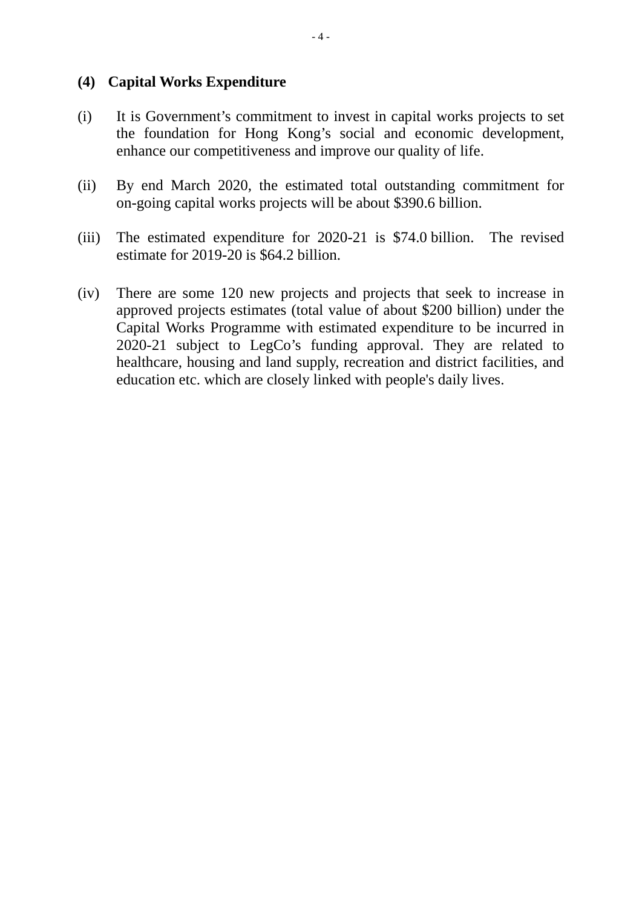### (4) Capital Works Expenditure

(i) It is Government's commitment to invest in capital works projects to set the foundation for Hong Kong's social and economic development, enhance our competitiveness and improve our quality of life.

(ii) By end March 2020, the estimated total outstanding commitment for on-going capital works projects will be about $390.6 billion.

(iii) The estimated expenditure for 2020-21 is $74.0 billion. The revised estimate for 2019-20 is $64.2 billion.

(iv) There are some 120 new projects and projects that seek to increase in approved projects estimates (total value of about $200 billion) under the Capital Works Programme with estimated expenditure to be incurred in 2020-21 subject to LegCo's funding approval. They are related to healthcare, housing and land supply, recreation and district facilities, and education etc. which are closely linked with people's daily lives.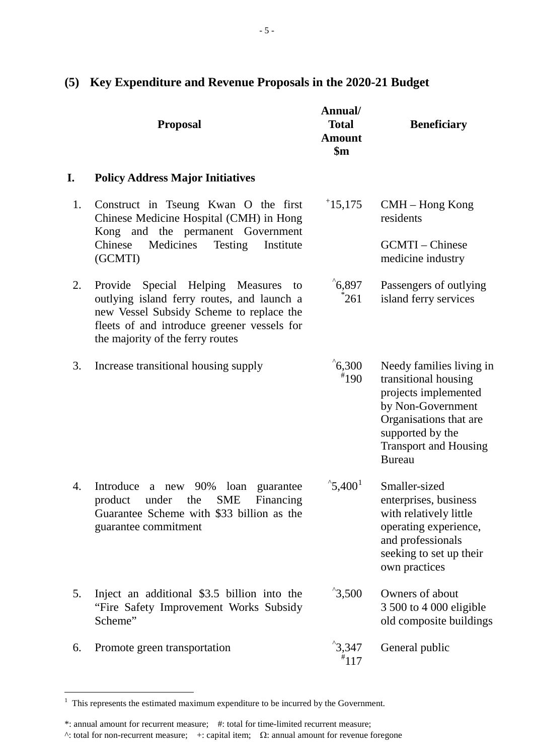## (5) Key Expenditure and Revenue Proposals in the 2020-21 Budget

| | Proposal | Annual/ Total Amount $m | Beneficiary |
|---|---|---|---|
| **I.** | **Policy Address Major Initiatives** | | |
| 1. | Construct in Tseung Kwan O the first Chinese Medicine Hospital (CMH) in Hong Kong and the permanent Government Chinese Medicines Testing Institute (GCMTI) | +15,175 | CMH – Hong Kong residents<br><br>GCMTI – Chinese medicine industry |
| 2. | Provide Special Helping Measures to outlying island ferry routes, and launch a new Vessel Subsidy Scheme to replace the fleets of and introduce greener vessels for the majority of the ferry routes | ^6,897<br>*261 | Passengers of outlying island ferry services |
| 3. | Increase transitional housing supply | ^6,300<br>#190 | Needy families living in transitional housing projects implemented by Non-Government Organisations that are supported by the Transport and Housing Bureau |
| 4. | Introduce a new 90% loan guarantee product under the SME Financing Guarantee Scheme with $33 billion as the guarantee commitment | ^5,400[1] | Smaller-sized enterprises, business with relatively little operating experience, and professionals seeking to set up their own practices |
| 5. | Inject an additional $3.5 billion into the "Fire Safety Improvement Works Subsidy Scheme" | ^3,500 | Owners of about 3 500 to 4 000 eligible old composite buildings |
| 6. | Promote green transportation | ^3,347<br>#117 | General public |

[1] This represents the estimated maximum expenditure to be incurred by the Government.

*: annual amount for recurrent measure; #: total for time-limited recurrent measure;
^: total for non-recurrent measure; +: capital item; Ω: annual amount for revenue foregone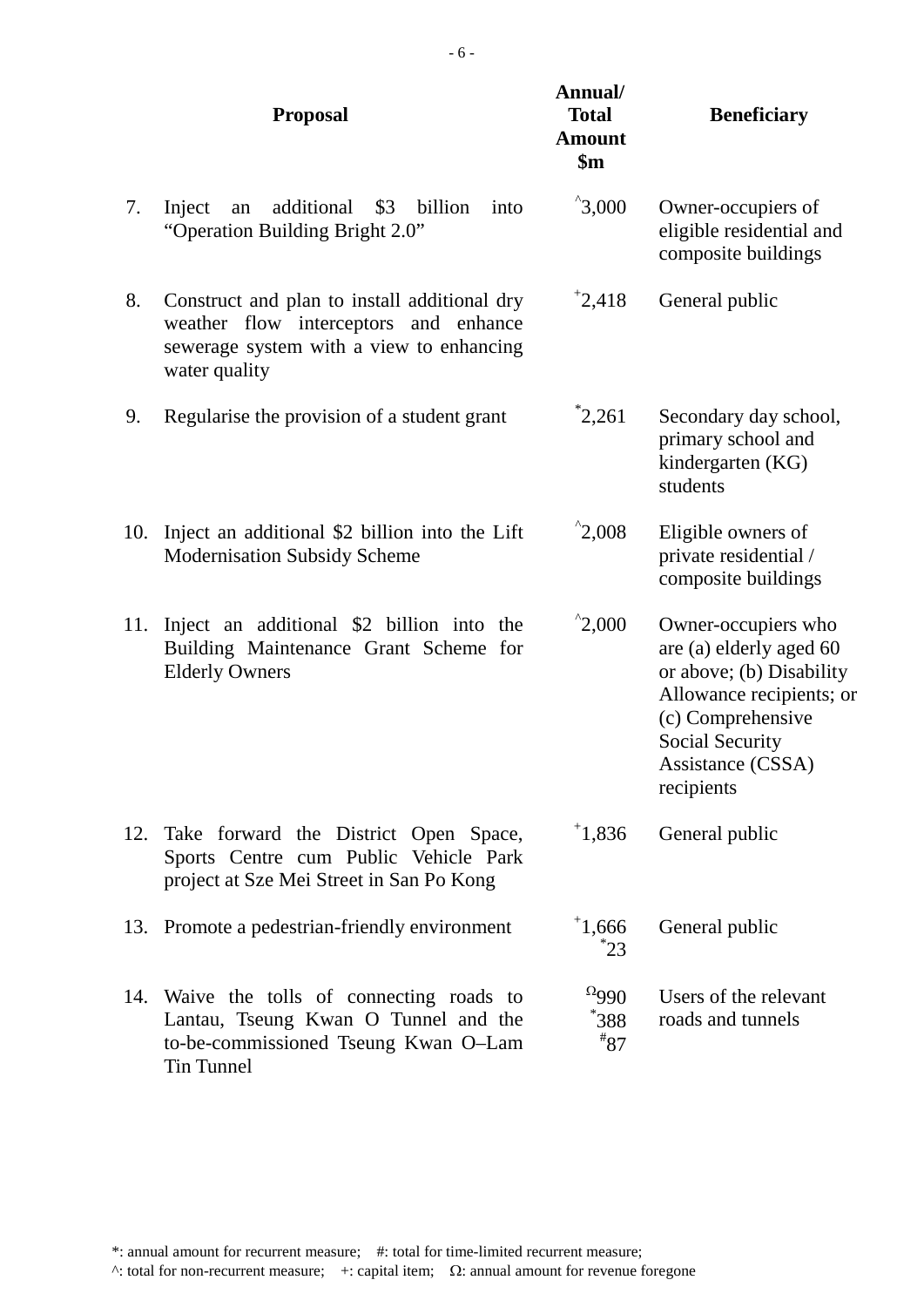| | Proposal | Annual/ Total Amount $m | Beneficiary |
|---|---|---|---|
| 7. | Inject an additional $3 billion into "Operation Building Bright 2.0" | ^3,000 | Owner-occupiers of eligible residential and composite buildings |
| 8. | Construct and plan to install additional dry weather flow interceptors and enhance sewerage system with a view to enhancing water quality | +2,418 | General public |
| 9. | Regularise the provision of a student grant | *2,261 | Secondary day school, primary school and kindergarten (KG) students |
| 10. | Inject an additional $2 billion into the Lift Modernisation Subsidy Scheme | ^2,008 | Eligible owners of private residential / composite buildings |
| 11. | Inject an additional $2 billion into the Building Maintenance Grant Scheme for Elderly Owners | ^2,000 | Owner-occupiers who are (a) elderly aged 60 or above; (b) Disability Allowance recipients; or (c) Comprehensive Social Security Assistance (CSSA) recipients |
| 12. | Take forward the District Open Space, Sports Centre cum Public Vehicle Park project at Sze Mei Street in San Po Kong | +1,836 | General public |
| 13. | Promote a pedestrian-friendly environment | +1,666<br>*23 | General public |
| 14. | Waive the tolls of connecting roads to Lantau, Tseung Kwan O Tunnel and the to-be-commissioned Tseung Kwan O–Lam Tin Tunnel | Ω990<br>*388<br>#87 | Users of the relevant roads and tunnels |

*: annual amount for recurrent measure; #: total for time-limited recurrent measure;
^: total for non-recurrent measure; +: capital item; Ω: annual amount for revenue foregone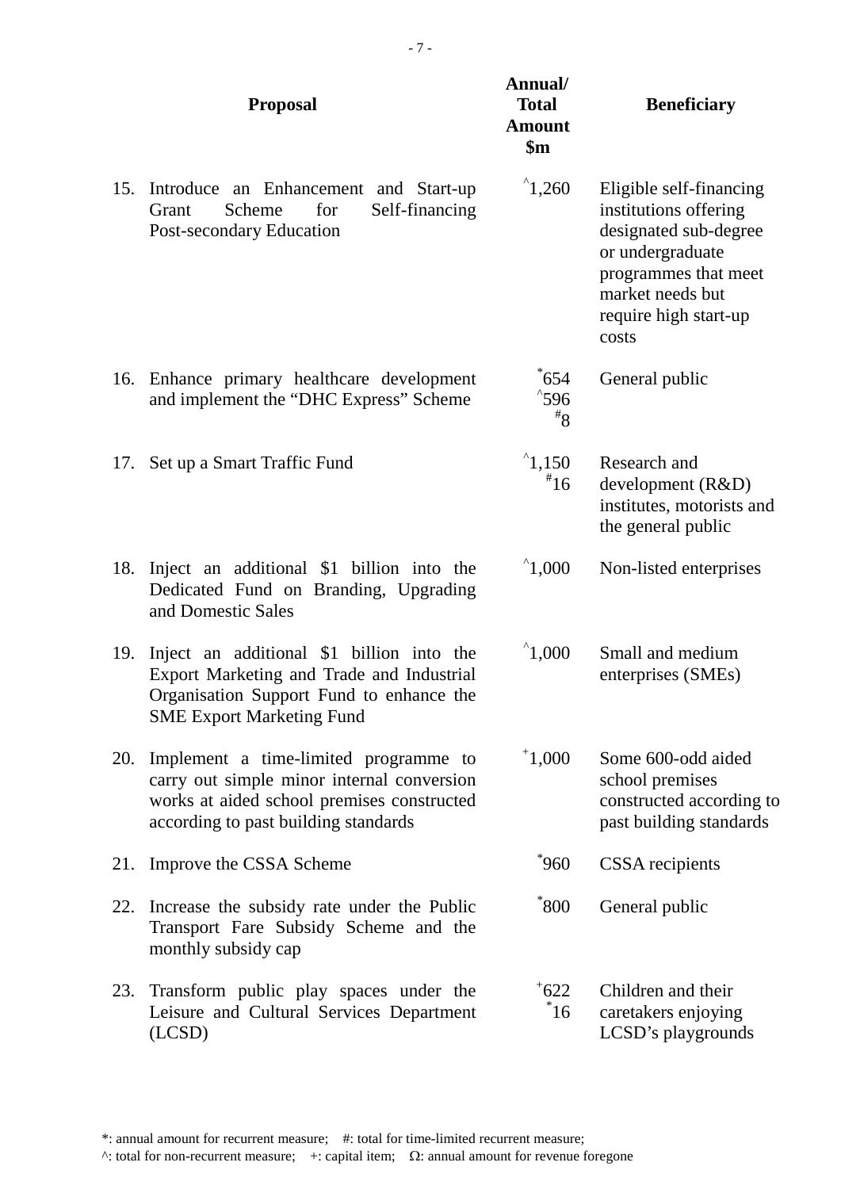| | Proposal | Annual/ Total Amount $m | Beneficiary |
|---|---|---|---|
| 15. | Introduce an Enhancement and Start-up Grant Scheme for Self-financing Post-secondary Education | ^1,260 | Eligible self-financing institutions offering designated sub-degree or undergraduate programmes that meet market needs but require high start-up costs |
| 16. | Enhance primary healthcare development and implement the “DHC Express” Scheme | *654<br>^596<br>#8 | General public |
| 17. | Set up a Smart Traffic Fund | ^1,150<br>#16 | Research and development (R&D) institutes, motorists and the general public |
| 18. | Inject an additional $1 billion into the Dedicated Fund on Branding, Upgrading and Domestic Sales | ^1,000 | Non-listed enterprises |
| 19. | Inject an additional $1 billion into the Export Marketing and Trade and Industrial Organisation Support Fund to enhance the SME Export Marketing Fund | ^1,000 | Small and medium enterprises (SMEs) |
| 20. | Implement a time-limited programme to carry out simple minor internal conversion works at aided school premises constructed according to past building standards | +1,000 | Some 600-odd aided school premises constructed according to past building standards |
| 21. | Improve the CSSA Scheme | *960 | CSSA recipients |
| 22. | Increase the subsidy rate under the Public Transport Fare Subsidy Scheme and the monthly subsidy cap | *800 | General public |
| 23. | Transform public play spaces under the Leisure and Cultural Services Department (LCSD) | +622<br>*16 | Children and their caretakers enjoying LCSD’s playgrounds |

*: annual amount for recurrent measure; #: total for time-limited recurrent measure;
^: total for non-recurrent measure; +: capital item; Ω: annual amount for revenue foregone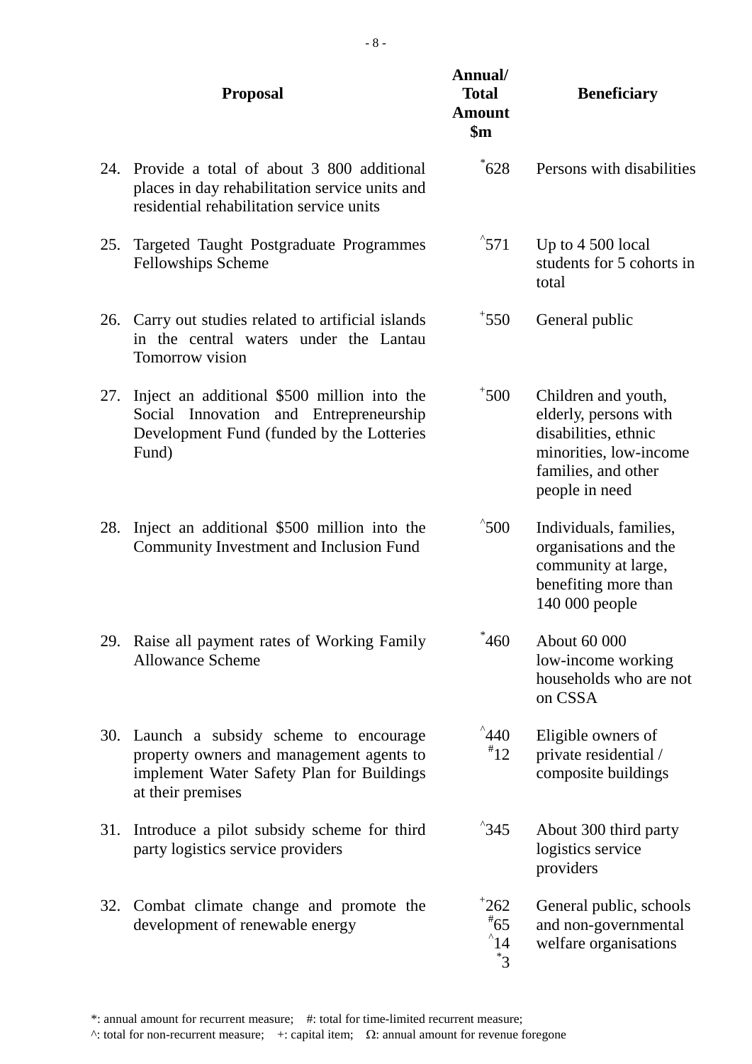| | Proposal | Annual/ Total Amount $m | Beneficiary |
|---|---|---|---|
| 24. | Provide a total of about 3 800 additional places in day rehabilitation service units and residential rehabilitation service units | *628 | Persons with disabilities |
| 25. | Targeted Taught Postgraduate Programmes Fellowships Scheme | ^571 | Up to 4 500 local students for 5 cohorts in total |
| 26. | Carry out studies related to artificial islands in the central waters under the Lantau Tomorrow vision | +550 | General public |
| 27. | Inject an additional $500 million into the Social Innovation and Entrepreneurship Development Fund (funded by the Lotteries Fund) | +500 | Children and youth, elderly, persons with disabilities, ethnic minorities, low-income families, and other people in need |
| 28. | Inject an additional $500 million into the Community Investment and Inclusion Fund | ^500 | Individuals, families, organisations and the community at large, benefiting more than 140 000 people |
| 29. | Raise all payment rates of Working Family Allowance Scheme | *460 | About 60 000 low-income working households who are not on CSSA |
| 30. | Launch a subsidy scheme to encourage property owners and management agents to implement Water Safety Plan for Buildings at their premises | ^440<br>#12 | Eligible owners of private residential / composite buildings |
| 31. | Introduce a pilot subsidy scheme for third party logistics service providers | ^345 | About 300 third party logistics service providers |
| 32. | Combat climate change and promote the development of renewable energy | +262<br>#65<br>^14<br>*3 | General public, schools and non-governmental welfare organisations |

*: annual amount for recurrent measure; #: total for time-limited recurrent measure;
^: total for non-recurrent measure; +: capital item; Ω: annual amount for revenue foregone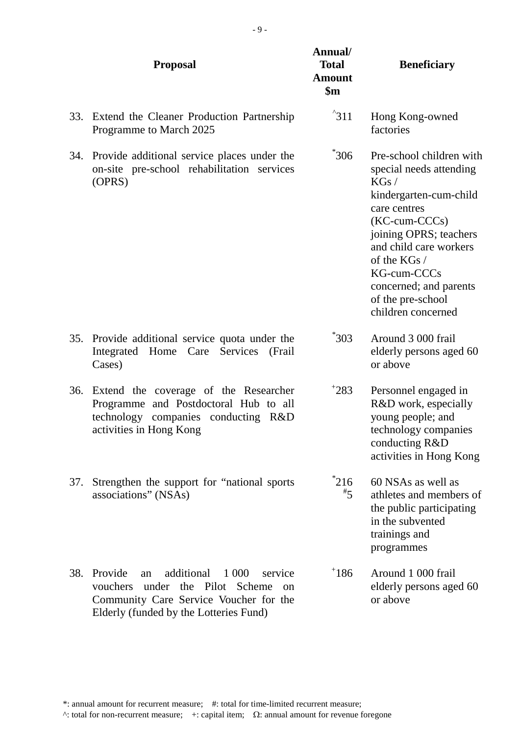| | Proposal | Annual/ Total Amount $m | Beneficiary |
|---|---|---|---|
| 33. | Extend the Cleaner Production Partnership Programme to March 2025 | ^311 | Hong Kong-owned factories |
| 34. | Provide additional service places under the on-site pre-school rehabilitation services (OPRS) | *306 | Pre-school children with special needs attending KGs / kindergarten-cum-child care centres (KC-cum-CCCs) joining OPRS; teachers and child care workers of the KGs / KG-cum-CCCs concerned; and parents of the pre-school children concerned |
| 35. | Provide additional service quota under the Integrated Home Care Services (Frail Cases) | *303 | Around 3 000 frail elderly persons aged 60 or above |
| 36. | Extend the coverage of the Researcher Programme and Postdoctoral Hub to all technology companies conducting R&D activities in Hong Kong | +283 | Personnel engaged in R&D work, especially young people; and technology companies conducting R&D activities in Hong Kong |
| 37. | Strengthen the support for "national sports associations" (NSAs) | *216<br>#5 | 60 NSAs as well as athletes and members of the public participating in the subvented trainings and programmes |
| 38. | Provide an additional 1 000 service vouchers under the Pilot Scheme on Community Care Service Voucher for the Elderly (funded by the Lotteries Fund) | +186 | Around 1 000 frail elderly persons aged 60 or above |

*: annual amount for recurrent measure; #: total for time-limited recurrent measure;
^: total for non-recurrent measure; +: capital item; Ω: annual amount for revenue foregone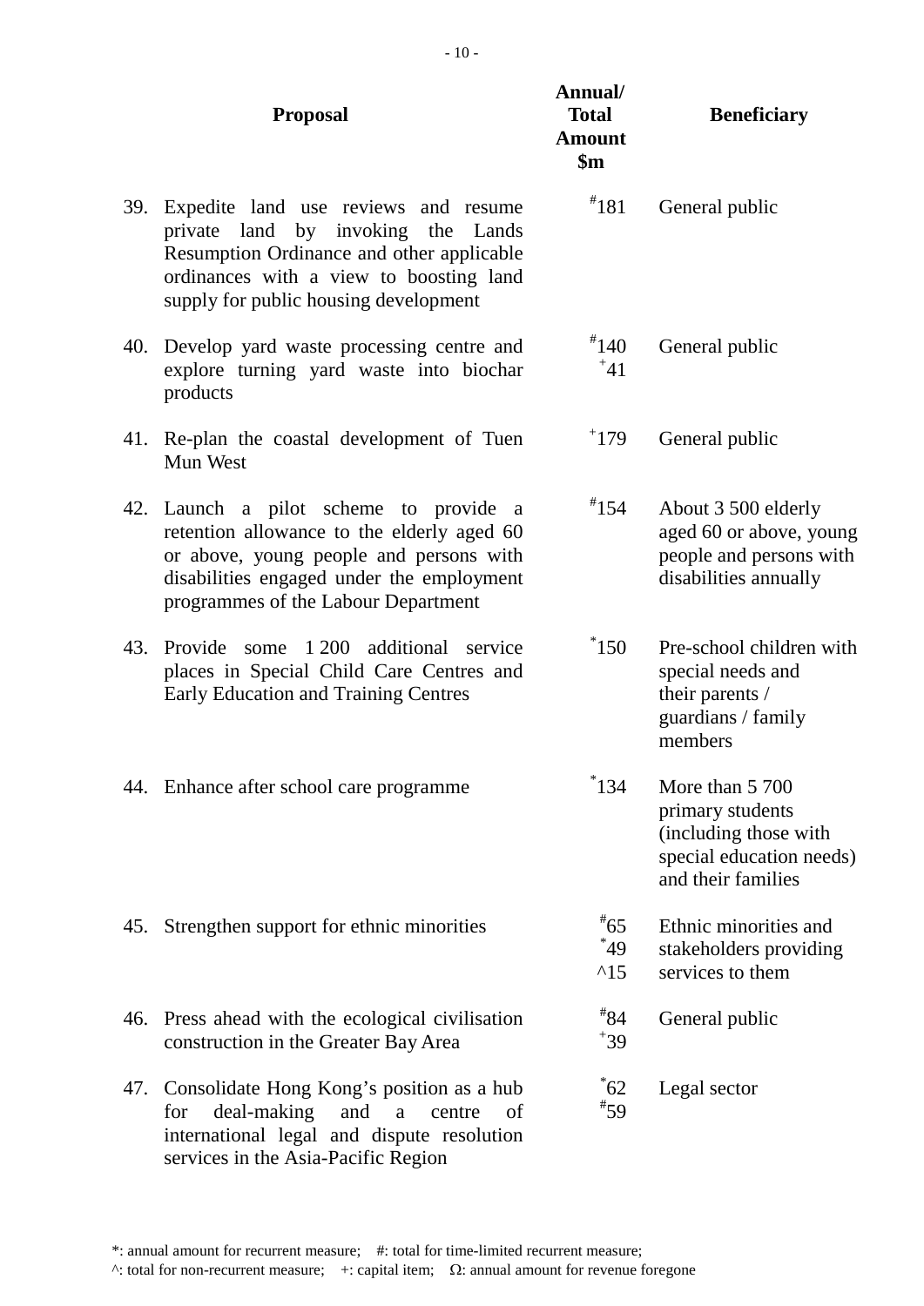| | Proposal | Annual/ Total Amount $m | Beneficiary |
|---|---|---|---|
| 39. | Expedite land use reviews and resume private land by invoking the Lands Resumption Ordinance and other applicable ordinances with a view to boosting land supply for public housing development | #181 | General public |
| 40. | Develop yard waste processing centre and explore turning yard waste into biochar products | #140<br>+41 | General public |
| 41. | Re-plan the coastal development of Tuen Mun West | +179 | General public |
| 42. | Launch a pilot scheme to provide a retention allowance to the elderly aged 60 or above, young people and persons with disabilities engaged under the employment programmes of the Labour Department | #154 | About 3 500 elderly aged 60 or above, young people and persons with disabilities annually |
| 43. | Provide some 1 200 additional service places in Special Child Care Centres and Early Education and Training Centres | *150 | Pre-school children with special needs and their parents / guardians / family members |
| 44. | Enhance after school care programme | *134 | More than 5 700 primary students (including those with special education needs) and their families |
| 45. | Strengthen support for ethnic minorities | #65<br>*49<br>^15 | Ethnic minorities and stakeholders providing services to them |
| 46. | Press ahead with the ecological civilisation construction in the Greater Bay Area | #84<br>+39 | General public |
| 47. | Consolidate Hong Kong's position as a hub for deal-making and a centre of international legal and dispute resolution services in the Asia-Pacific Region | *62<br>#59 | Legal sector |

*: annual amount for recurrent measure; #: total for time-limited recurrent measure;
^: total for non-recurrent measure; +: capital item; Ω: annual amount for revenue foregone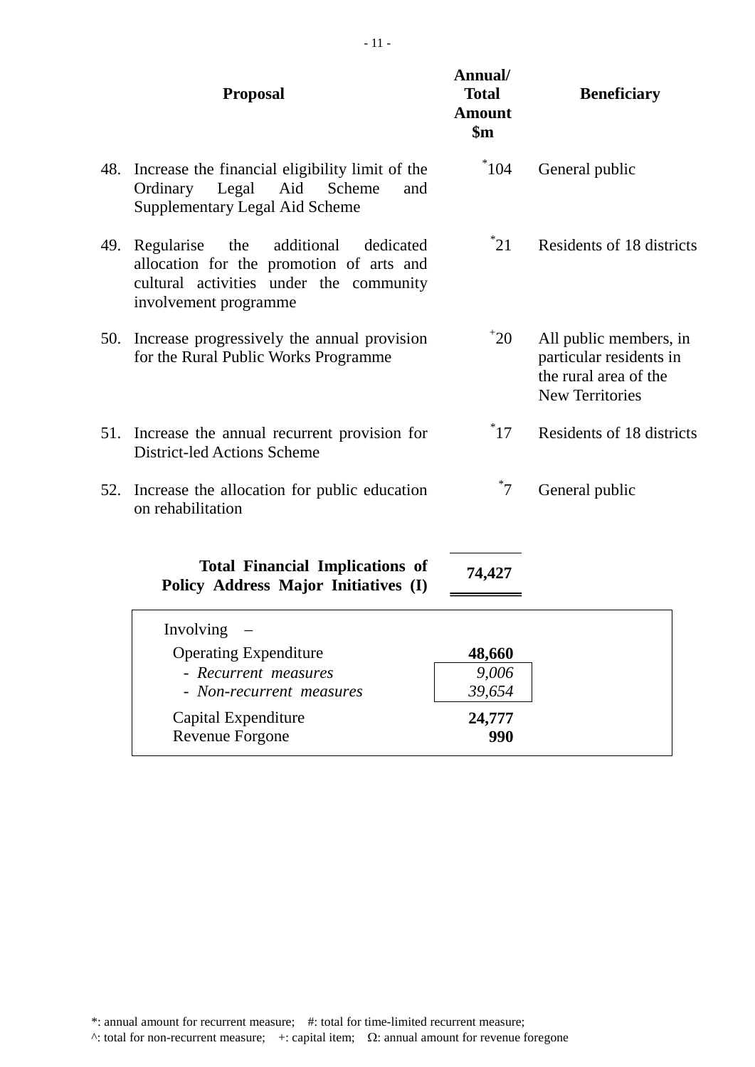| | Proposal | Annual/ Total Amount $m | Beneficiary |
|---|---|---|---|
| 48. | Increase the financial eligibility limit of the Ordinary Legal Aid Scheme and Supplementary Legal Aid Scheme | *104 | General public |
| 49. | Regularise the additional dedicated allocation for the promotion of arts and cultural activities under the community involvement programme | *21 | Residents of 18 districts |
| 50. | Increase progressively the annual provision for the Rural Public Works Programme | +20 | All public members, in particular residents in the rural area of the New Territories |
| 51. | Increase the annual recurrent provision for District-led Actions Scheme | *17 | Residents of 18 districts |
| 52. | Increase the allocation for public education on rehabilitation | *7 | General public |
| | **Total Financial Implications of Policy Address Major Initiatives (I)** | **74,427** | |

| Involving – | |
|---|---|
| Operating Expenditure | **48,660** |
| - *Recurrent measures* | *9,006* |
| - *Non-recurrent measures* | *39,654* |
| Capital Expenditure | **24,777** |
| Revenue Forgone | **990** |

*: annual amount for recurrent measure; #: total for time-limited recurrent measure;
^: total for non-recurrent measure; +: capital item; Ω: annual amount for revenue foregone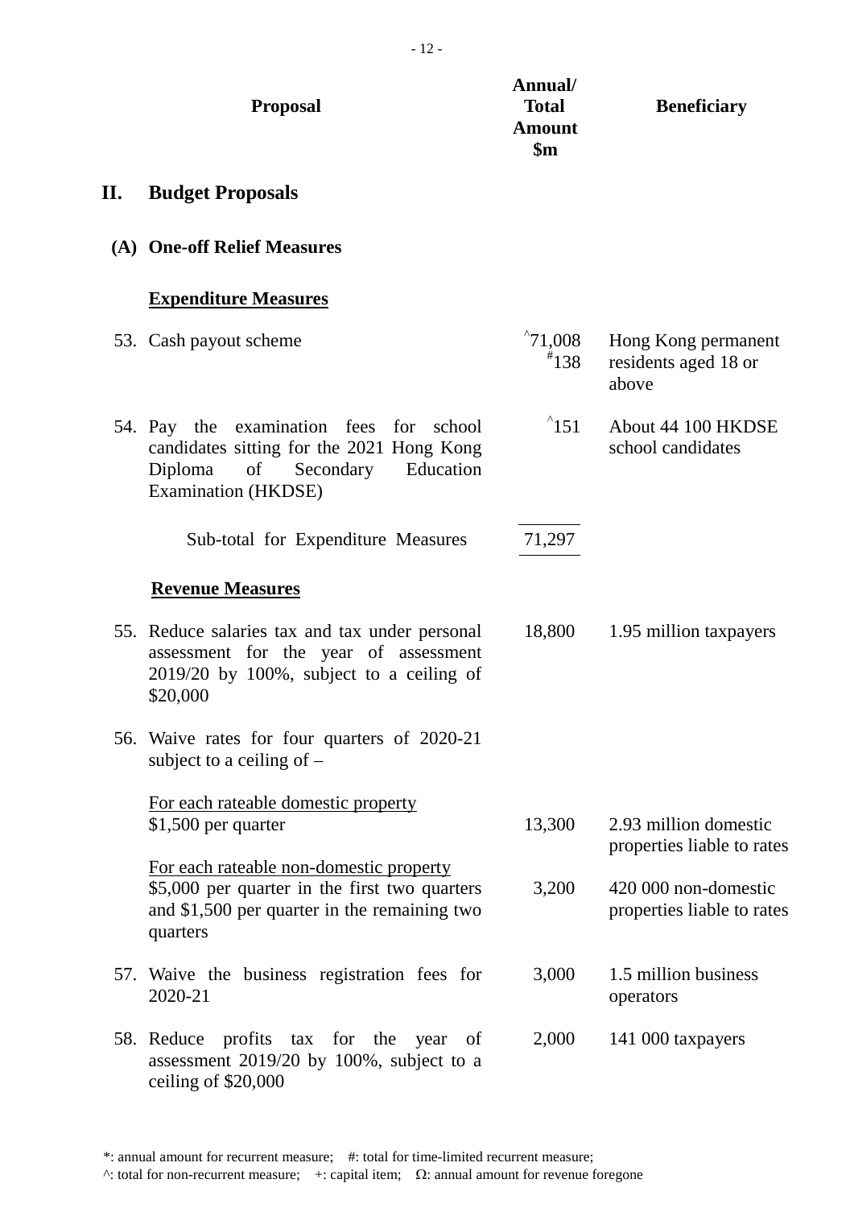| | Proposal | Annual/ Total Amount $m | Beneficiary |
|---|---|---|---|
| **II.** | **Budget Proposals** | | |
| **(A)** | **One-off Relief Measures** | | |
| | **Expenditure Measures** | | |
| 53. | Cash payout scheme | ^71,008<br>#138 | Hong Kong permanent residents aged 18 or above |
| 54. | Pay the examination fees for school candidates sitting for the 2021 Hong Kong Diploma of Secondary Education Examination (HKDSE) | ^151 | About 44 100 HKDSE school candidates |
| | Sub-total for Expenditure Measures | 71,297 | |
| | **Revenue Measures** | | |
| 55. | Reduce salaries tax and tax under personal assessment for the year of assessment 2019/20 by 100%, subject to a ceiling of $20,000 | 18,800 | 1.95 million taxpayers |
| 56. | Waive rates for four quarters of 2020-21 subject to a ceiling of – | | |
| | For each rateable domestic property<br>$1,500 per quarter | 13,300 | 2.93 million domestic properties liable to rates |
| | For each rateable non-domestic property<br>$5,000 per quarter in the first two quarters and $1,500 per quarter in the remaining two quarters | 3,200 | 420 000 non-domestic properties liable to rates |
| 57. | Waive the business registration fees for 2020-21 | 3,000 | 1.5 million business operators |
| 58. | Reduce profits tax for the year of assessment 2019/20 by 100%, subject to a ceiling of $20,000 | 2,000 | 141 000 taxpayers |

*: annual amount for recurrent measure; #: total for time-limited recurrent measure;
^: total for non-recurrent measure; +: capital item; Ω: annual amount for revenue foregone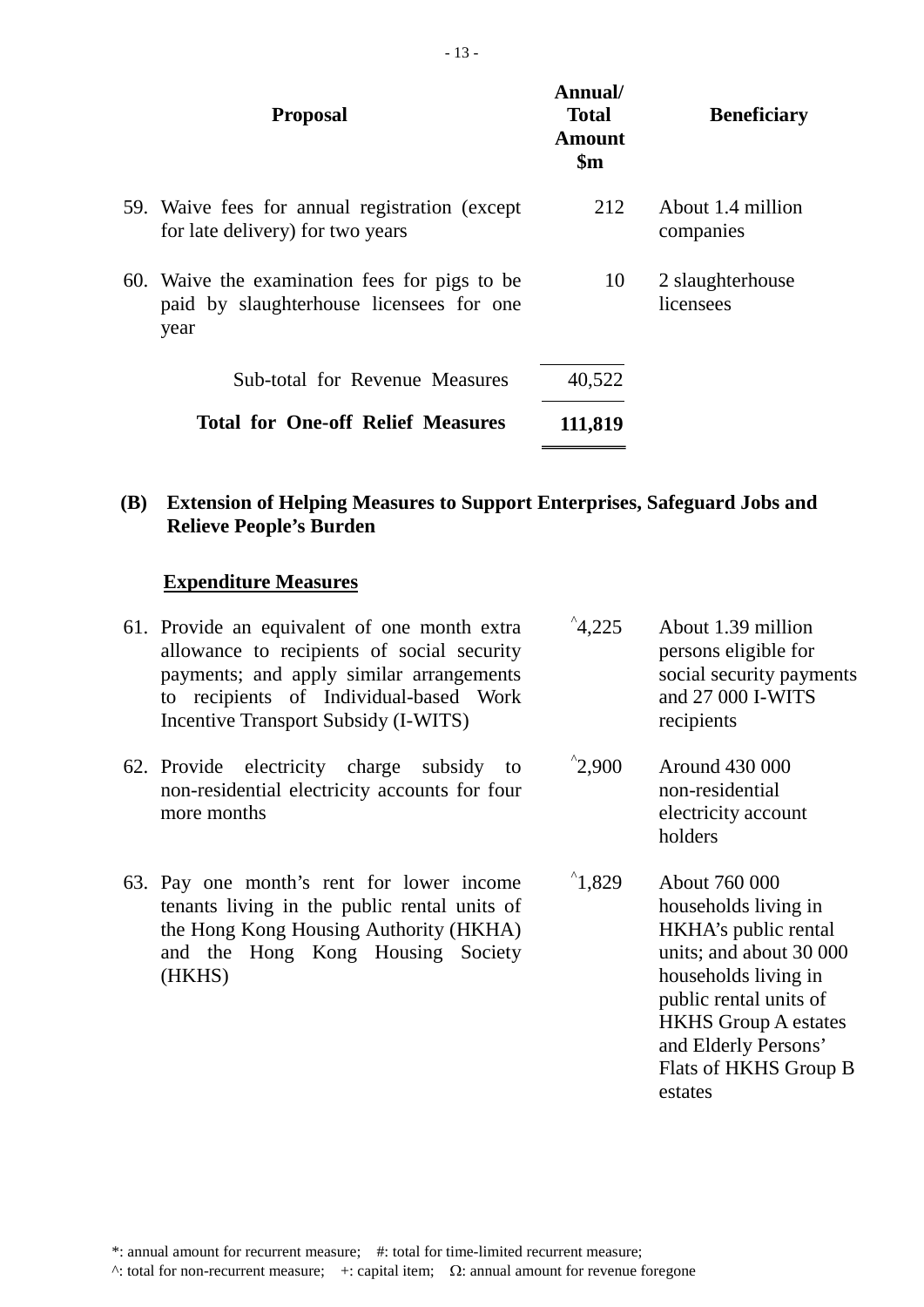| Proposal | Annual/ Total Amount $m | Beneficiary |
|---|---|---|
| 59. Waive fees for annual registration (except for late delivery) for two years | 212 | About 1.4 million companies |
| 60. Waive the examination fees for pigs to be paid by slaughterhouse licensees for one year | 10 | 2 slaughterhouse licensees |
| Sub-total for Revenue Measures | 40,522 | |
| **Total for One-off Relief Measures** | **111,819** | |

**(B) Extension of Helping Measures to Support Enterprises, Safeguard Jobs and Relieve People's Burden**

**Expenditure Measures**

| Proposal | Annual/ Total Amount $m | Beneficiary |
|---|---|---|
| 61. Provide an equivalent of one month extra allowance to recipients of social security payments; and apply similar arrangements to recipients of Individual-based Work Incentive Transport Subsidy (I-WITS) | ^4,225 | About 1.39 million persons eligible for social security payments and 27 000 I-WITS recipients |
| 62. Provide electricity charge subsidy to non-residential electricity accounts for four more months | ^2,900 | Around 430 000 non-residential electricity account holders |
| 63. Pay one month's rent for lower income tenants living in the public rental units of the Hong Kong Housing Authority (HKHA) and the Hong Kong Housing Society (HKHS) | ^1,829 | About 760 000 households living in HKHA's public rental units; and about 30 000 households living in public rental units of HKHS Group A estates and Elderly Persons' Flats of HKHS Group B estates |

*: annual amount for recurrent measure; #: total for time-limited recurrent measure;
^: total for non-recurrent measure; +: capital item; Ω: annual amount for revenue foregone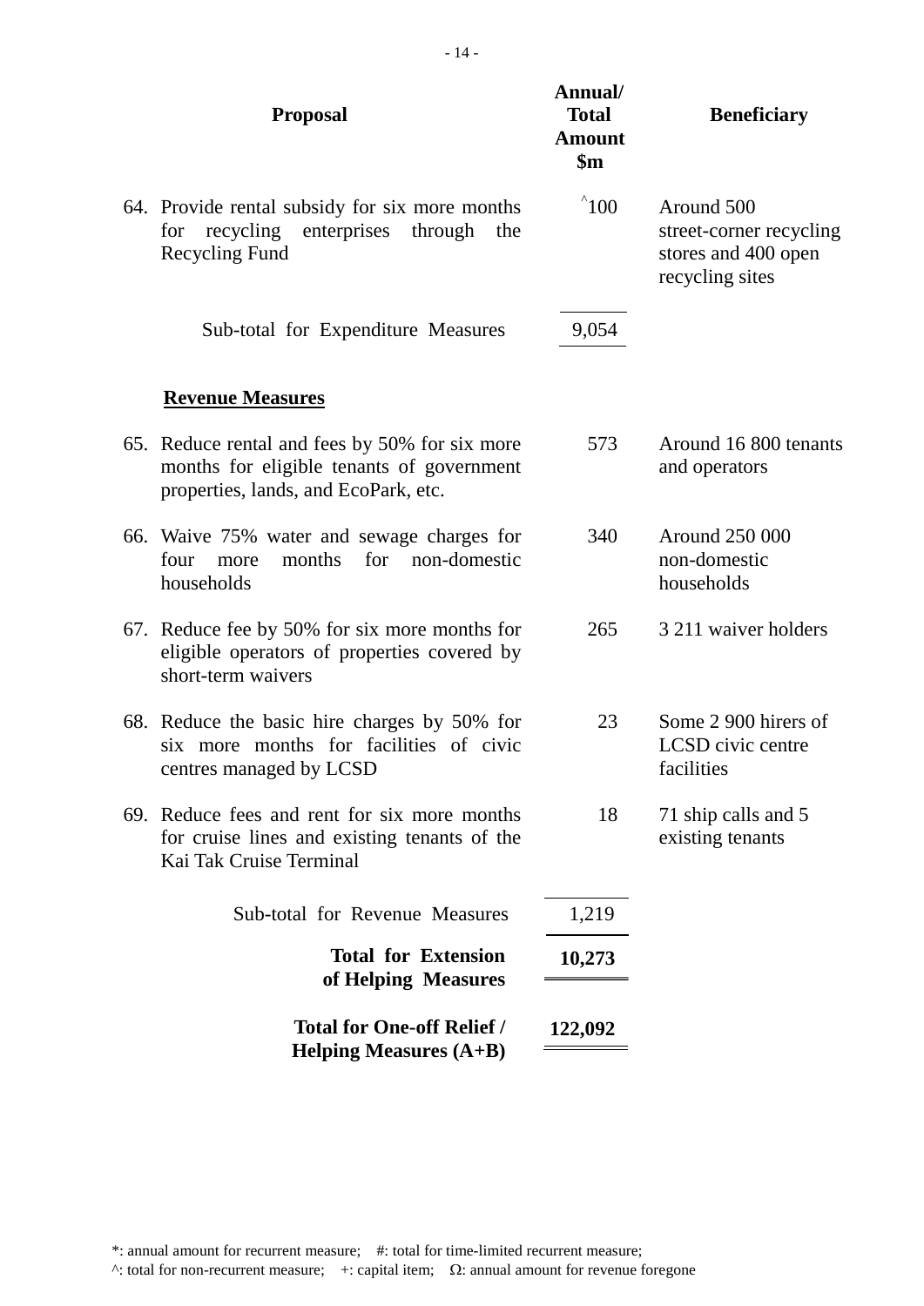| Proposal | Annual/ Total Amount $m | Beneficiary |
|---|---|---|
| 64. Provide rental subsidy for six more months for recycling enterprises through the Recycling Fund | ^100 | Around 500 street-corner recycling stores and 400 open recycling sites |
| Sub-total for Expenditure Measures | 9,054 | |
| **Revenue Measures** | | |
| 65. Reduce rental and fees by 50% for six more months for eligible tenants of government properties, lands, and EcoPark, etc. | 573 | Around 16 800 tenants and operators |
| 66. Waive 75% water and sewage charges for four more months for non-domestic households | 340 | Around 250 000 non-domestic households |
| 67. Reduce fee by 50% for six more months for eligible operators of properties covered by short-term waivers | 265 | 3 211 waiver holders |
| 68. Reduce the basic hire charges by 50% for six more months for facilities of civic centres managed by LCSD | 23 | Some 2 900 hirers of LCSD civic centre facilities |
| 69. Reduce fees and rent for six more months for cruise lines and existing tenants of the Kai Tak Cruise Terminal | 18 | 71 ship calls and 5 existing tenants |
| Sub-total for Revenue Measures | 1,219 | |
| **Total for Extension of Helping Measures** | **10,273** | |
| **Total for One-off Relief / Helping Measures (A+B)** | **122,092** | |

*: annual amount for recurrent measure; #: total for time-limited recurrent measure;
^: total for non-recurrent measure; +: capital item; Ω: annual amount for revenue foregone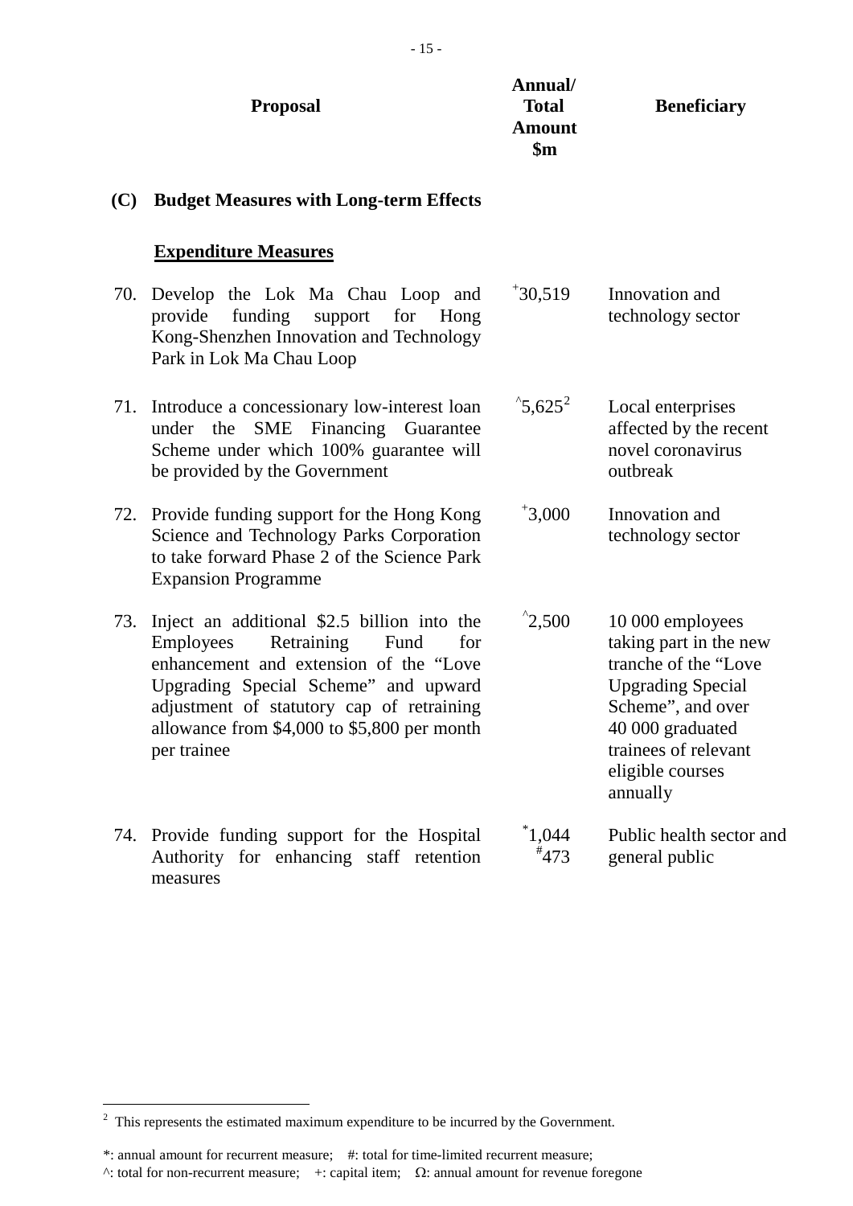| | Proposal | Annual/ Total Amount $m | Beneficiary |
|---|---|---|---|
| **(C)** | **Budget Measures with Long-term Effects** | | |
| | **Expenditure Measures** | | |
| 70. | Develop the Lok Ma Chau Loop and provide funding support for Hong Kong-Shenzhen Innovation and Technology Park in Lok Ma Chau Loop | +30,519 | Innovation and technology sector |
| 71. | Introduce a concessionary low-interest loan under the SME Financing Guarantee Scheme under which 100% guarantee will be provided by the Government | ^5,625[2] | Local enterprises affected by the recent novel coronavirus outbreak |
| 72. | Provide funding support for the Hong Kong Science and Technology Parks Corporation to take forward Phase 2 of the Science Park Expansion Programme | +3,000 | Innovation and technology sector |
| 73. | Inject an additional $2.5 billion into the Employees Retraining Fund for enhancement and extension of the "Love Upgrading Special Scheme" and upward adjustment of statutory cap of retraining allowance from $4,000 to $5,800 per month per trainee | ^2,500 | 10 000 employees taking part in the new tranche of the "Love Upgrading Special Scheme", and over 40 000 graduated trainees of relevant eligible courses annually |
| 74. | Provide funding support for the Hospital Authority for enhancing staff retention measures | *1,044<br>#473 | Public health sector and general public |

[2] This represents the estimated maximum expenditure to be incurred by the Government.

*: annual amount for recurrent measure; #: total for time-limited recurrent measure;
^: total for non-recurrent measure; +: capital item; Ω: annual amount for revenue foregone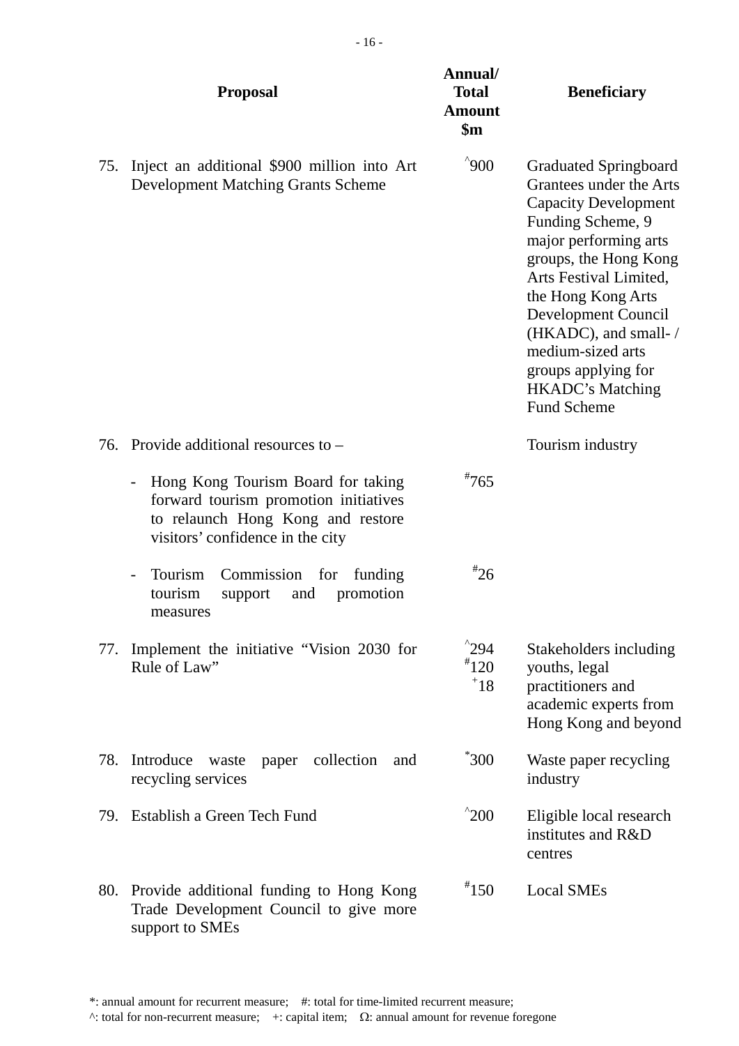| | Proposal | Annual/ Total Amount $m | Beneficiary |
|---|---|---|---|
| 75. | Inject an additional $900 million into Art Development Matching Grants Scheme | ^900 | Graduated Springboard Grantees under the Arts Capacity Development Funding Scheme, 9 major performing arts groups, the Hong Kong Arts Festival Limited, the Hong Kong Arts Development Council (HKADC), and small- / medium-sized arts groups applying for HKADC's Matching Fund Scheme |
| 76. | Provide additional resources to – | | Tourism industry |
| | - Hong Kong Tourism Board for taking forward tourism promotion initiatives to relaunch Hong Kong and restore visitors' confidence in the city | #765 | |
| | - Tourism Commission for funding tourism support and promotion measures | #26 | |
| 77. | Implement the initiative "Vision 2030 for Rule of Law" | ^294<br>#120<br>+18 | Stakeholders including youths, legal practitioners and academic experts from Hong Kong and beyond |
| 78. | Introduce waste paper collection and recycling services | *300 | Waste paper recycling industry |
| 79. | Establish a Green Tech Fund | ^200 | Eligible local research institutes and R&D centres |
| 80. | Provide additional funding to Hong Kong Trade Development Council to give more support to SMEs | #150 | Local SMEs |

*: annual amount for recurrent measure; #: total for time-limited recurrent measure;
^: total for non-recurrent measure; +: capital item; Ω: annual amount for revenue foregone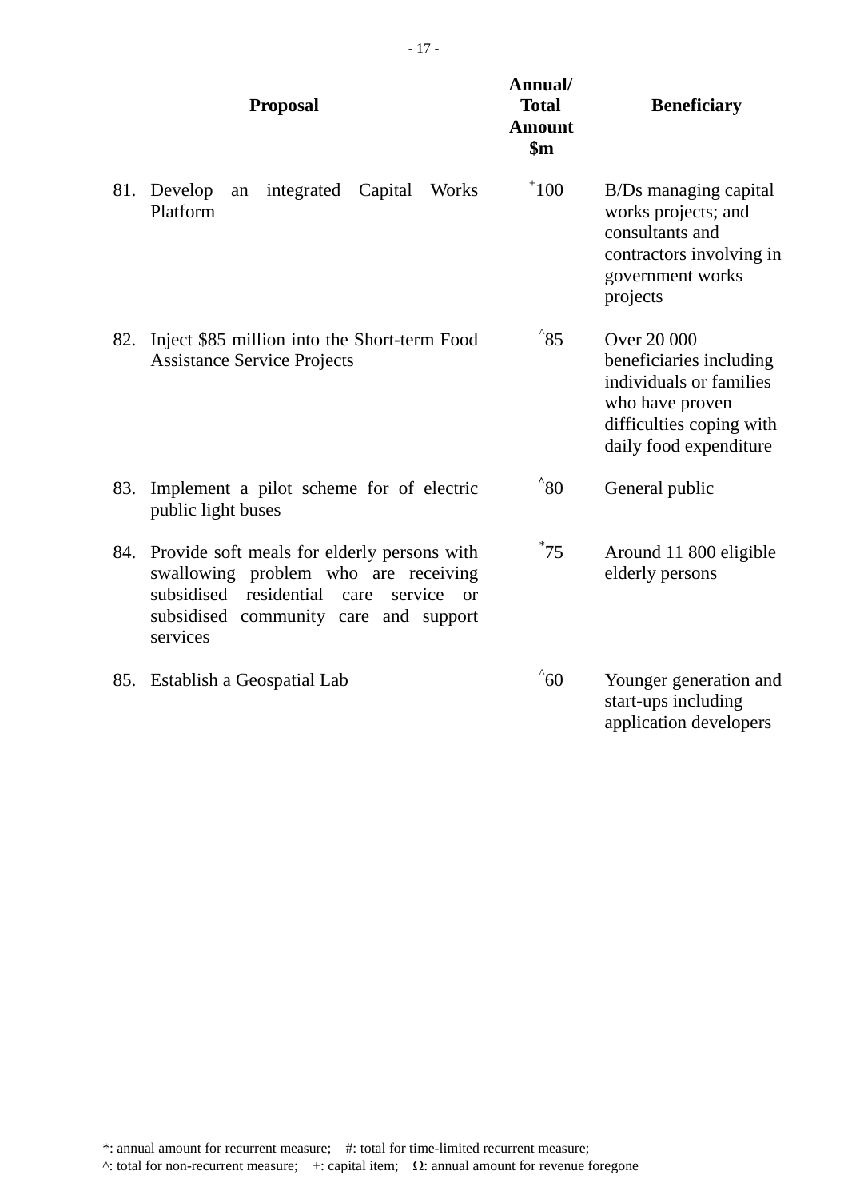| | Proposal | Annual/ Total Amount $m | Beneficiary |
|---|---|---|---|
| 81. | Develop an integrated Capital Works Platform | +100 | B/Ds managing capital works projects; and consultants and contractors involving in government works projects |
| 82. | Inject $85 million into the Short-term Food Assistance Service Projects | ^85 | Over 20 000 beneficiaries including individuals or families who have proven difficulties coping with daily food expenditure |
| 83. | Implement a pilot scheme for of electric public light buses | ^80 | General public |
| 84. | Provide soft meals for elderly persons with swallowing problem who are receiving subsidised residential care service or subsidised community care and support services | *75 | Around 11 800 eligible elderly persons |
| 85. | Establish a Geospatial Lab | ^60 | Younger generation and start-ups including application developers |

*: annual amount for recurrent measure; #: total for time-limited recurrent measure;
^: total for non-recurrent measure; +: capital item; Ω: annual amount for revenue foregone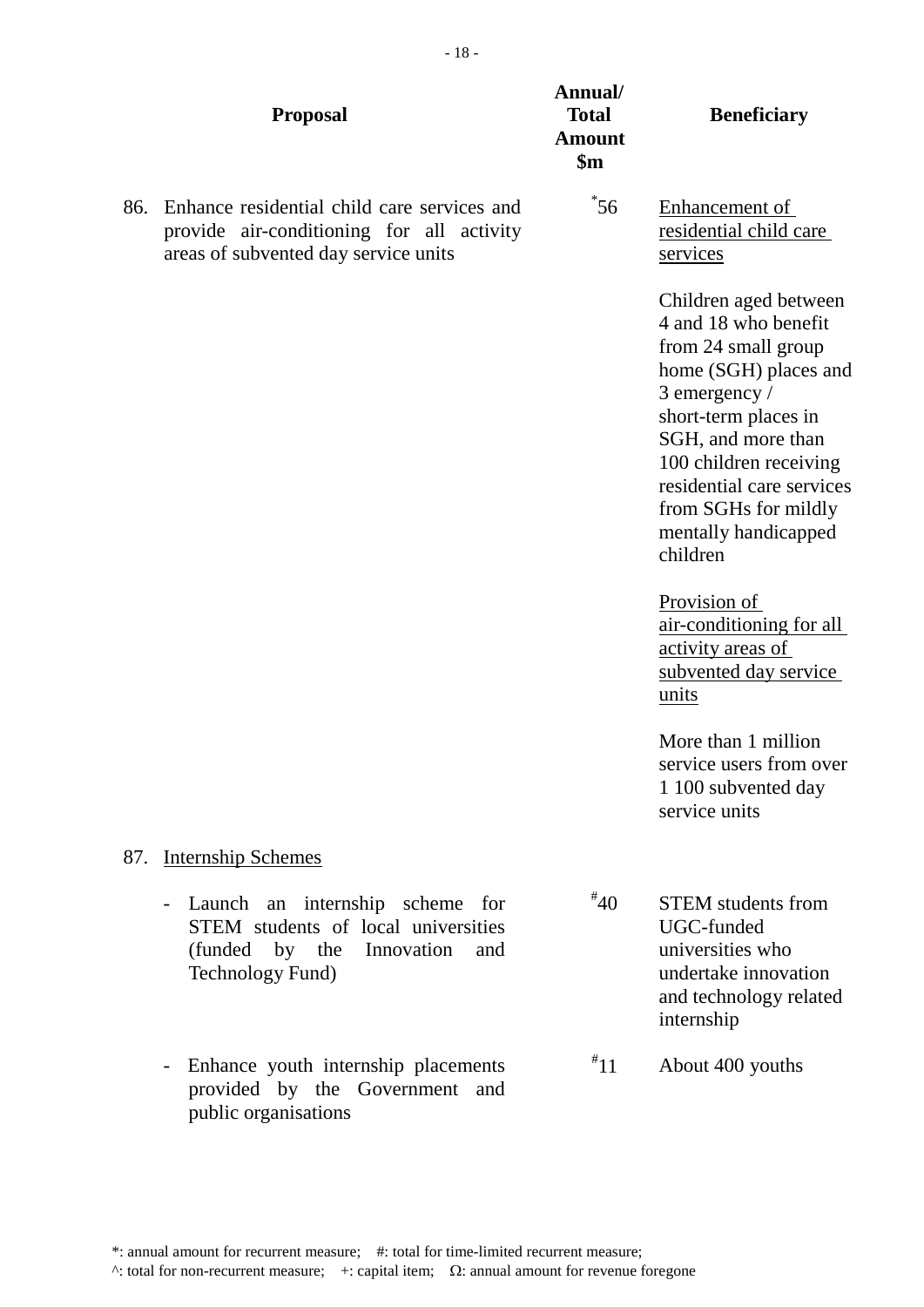| Proposal | Annual/ Total Amount $m | Beneficiary |
|---|---|---|
| 86. Enhance residential child care services and provide air-conditioning for all activity areas of subvented day service units | *56 | <u>Enhancement of residential child care services</u><br><br>Children aged between 4 and 18 who benefit from 24 small group home (SGH) places and 3 emergency / short-term places in SGH, and more than 100 children receiving residential care services from SGHs for mildly mentally handicapped children<br><br><u>Provision of air-conditioning for all activity areas of subvented day service units</u><br><br>More than 1 million service users from over 1 100 subvented day service units |
| 87. <u>Internship Schemes</u> | | |
| - Launch an internship scheme for STEM students of local universities (funded by the Innovation and Technology Fund) | #40 | STEM students from UGC-funded universities who undertake innovation and technology related internship |
| - Enhance youth internship placements provided by the Government and public organisations | #11 | About 400 youths |

*: annual amount for recurrent measure; #: total for time-limited recurrent measure;
^: total for non-recurrent measure; +: capital item; Ω: annual amount for revenue foregone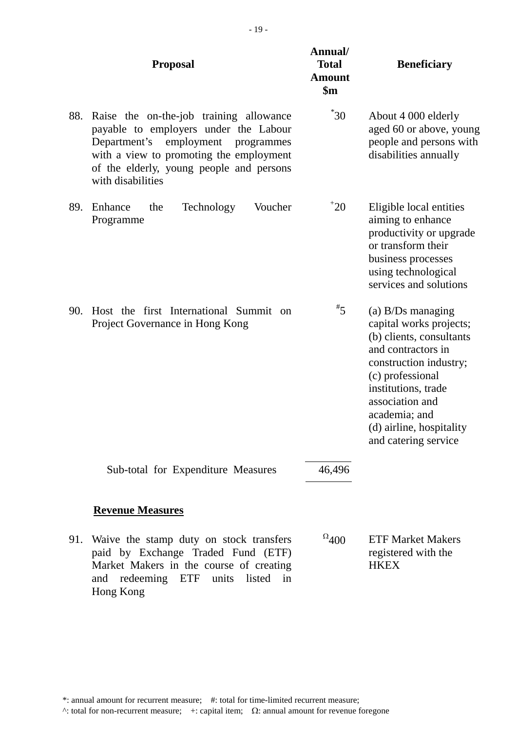| | Proposal | Annual/ Total Amount $m | Beneficiary |
|---|---|---|---|
| 88. | Raise the on-the-job training allowance payable to employers under the Labour Department's employment programmes with a view to promoting the employment of the elderly, young people and persons with disabilities | *30 | About 4 000 elderly aged 60 or above, young people and persons with disabilities annually |
| 89. | Enhance the Technology Voucher Programme | +20 | Eligible local entities aiming to enhance productivity or upgrade or transform their business processes using technological services and solutions |
| 90. | Host the first International Summit on Project Governance in Hong Kong | #5 | (a) B/Ds managing capital works projects; (b) clients, consultants and contractors in construction industry; (c) professional institutions, trade association and academia; and (d) airline, hospitality and catering service |
| | Sub-total for Expenditure Measures | 46,496 | |
| | **Revenue Measures** | | |
| 91. | Waive the stamp duty on stock transfers paid by Exchange Traded Fund (ETF) Market Makers in the course of creating and redeeming ETF units listed in Hong Kong | Ω400 | ETF Market Makers registered with the HKEX |

*: annual amount for recurrent measure; #: total for time-limited recurrent measure;
^: total for non-recurrent measure; +: capital item; Ω: annual amount for revenue foregone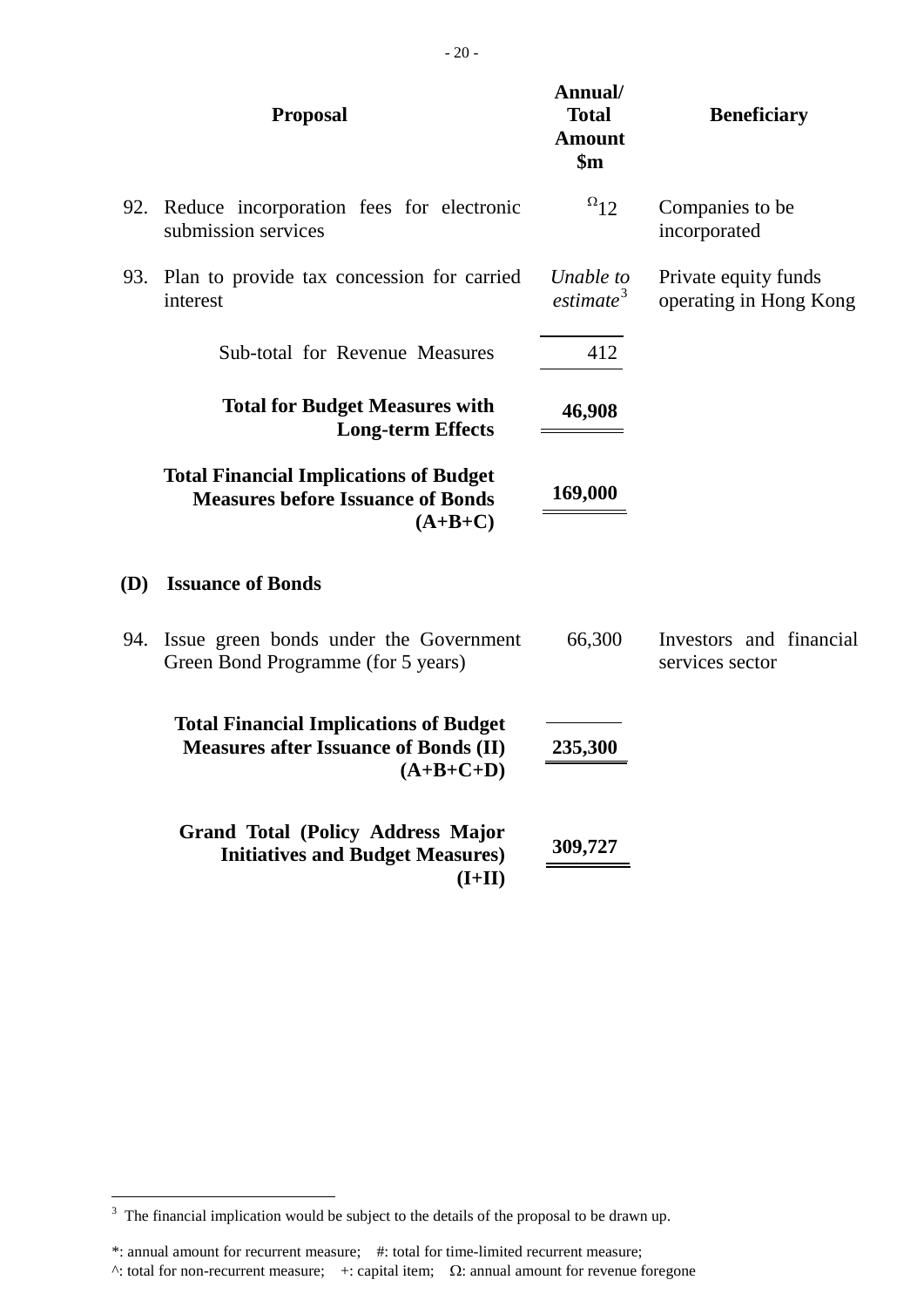| | Proposal | Annual/ Total Amount $m | Beneficiary |
|---|---|---|---|
| 92. | Reduce incorporation fees for electronic submission services | Ω12 | Companies to be incorporated |
| 93. | Plan to provide tax concession for carried interest | *Unable to estimate*[3] | Private equity funds operating in Hong Kong |
| | Sub-total for Revenue Measures | 412 | |
| | **Total for Budget Measures with Long-term Effects** | **46,908** | |
| | **Total Financial Implications of Budget Measures before Issuance of Bonds (A+B+C)** | **169,000** | |
| **(D)** | **Issuance of Bonds** | | |
| 94. | Issue green bonds under the Government Green Bond Programme (for 5 years) | 66,300 | Investors and financial services sector |
| | **Total Financial Implications of Budget Measures after Issuance of Bonds (II) (A+B+C+D)** | **235,300** | |
| | **Grand Total (Policy Address Major Initiatives and Budget Measures) (I+II)** | **309,727** | |

[3] The financial implication would be subject to the details of the proposal to be drawn up.

*: annual amount for recurrent measure; #: total for time-limited recurrent measure;
^: total for non-recurrent measure; +: capital item; Ω: annual amount for revenue foregone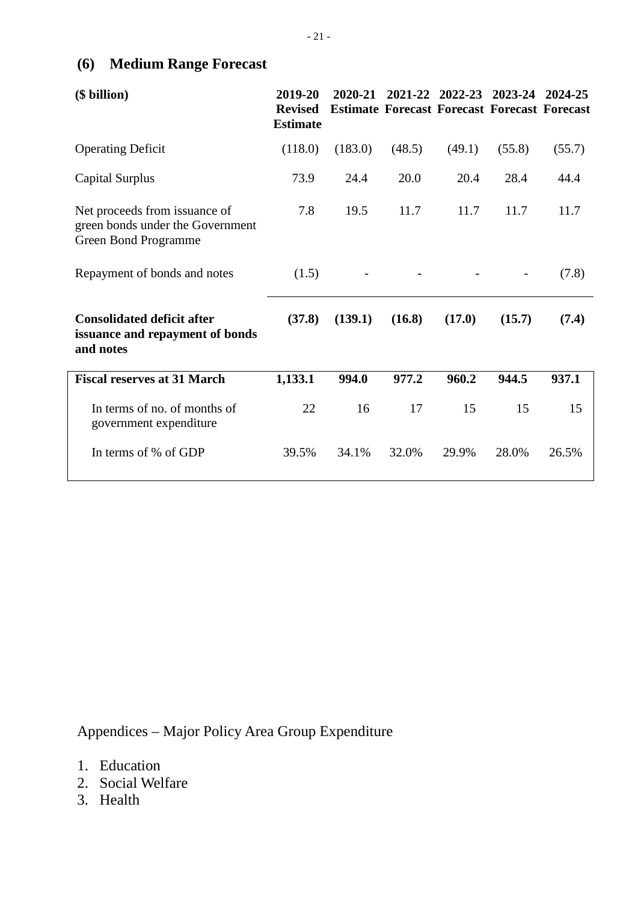## (6) Medium Range Forecast

| ($ billion) | 2019-20 Revised Estimate | 2020-21 Estimate | 2021-22 Forecast | 2022-23 Forecast | 2023-24 Forecast | 2024-25 Forecast |
|---|---|---|---|---|---|---|
| Operating Deficit | (118.0) | (183.0) | (48.5) | (49.1) | (55.8) | (55.7) |
| Capital Surplus | 73.9 | 24.4 | 20.0 | 20.4 | 28.4 | 44.4 |
| Net proceeds from issuance of green bonds under the Government Green Bond Programme | 7.8 | 19.5 | 11.7 | 11.7 | 11.7 | 11.7 |
| Repayment of bonds and notes | (1.5) | - | - | - | - | (7.8) |
| **Consolidated deficit after issuance and repayment of bonds and notes** | **(37.8)** | **(139.1)** | **(16.8)** | **(17.0)** | **(15.7)** | **(7.4)** |
| **Fiscal reserves at 31 March** | **1,133.1** | **994.0** | **977.2** | **960.2** | **944.5** | **937.1** |
| In terms of no. of months of government expenditure | 22 | 16 | 17 | 15 | 15 | 15 |
| In terms of % of GDP | 39.5% | 34.1% | 32.0% | 29.9% | 28.0% | 26.5% |

Appendices – Major Policy Area Group Expenditure

1. Education
2. Social Welfare
3. Health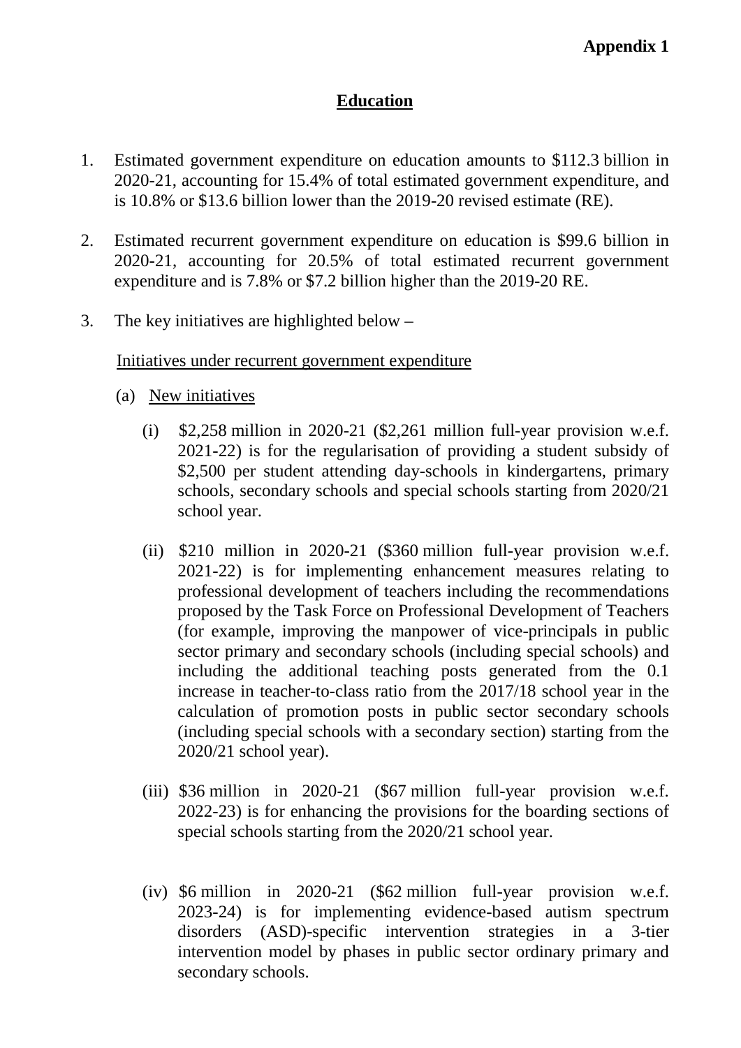**Appendix 1**

# Education

1. Estimated government expenditure on education amounts to $112.3 billion in 2020-21, accounting for 15.4% of total estimated government expenditure, and is 10.8% or $13.6 billion lower than the 2019-20 revised estimate (RE).

2. Estimated recurrent government expenditure on education is $99.6 billion in 2020-21, accounting for 20.5% of total estimated recurrent government expenditure and is 7.8% or $7.2 billion higher than the 2019-20 RE.

3. The key initiatives are highlighted below –

   Initiatives under recurrent government expenditure

   (a) New initiatives

      (i) $2,258 million in 2020-21 ($2,261 million full-year provision w.e.f. 2021-22) is for the regularisation of providing a student subsidy of $2,500 per student attending day-schools in kindergartens, primary schools, secondary schools and special schools starting from 2020/21 school year.

      (ii) $210 million in 2020-21 ($360 million full-year provision w.e.f. 2021-22) is for implementing enhancement measures relating to professional development of teachers including the recommendations proposed by the Task Force on Professional Development of Teachers (for example, improving the manpower of vice-principals in public sector primary and secondary schools (including special schools) and including the additional teaching posts generated from the 0.1 increase in teacher-to-class ratio from the 2017/18 school year in the calculation of promotion posts in public sector secondary schools (including special schools with a secondary section) starting from the 2020/21 school year).

      (iii) $36 million in 2020-21 ($67 million full-year provision w.e.f. 2022-23) is for enhancing the provisions for the boarding sections of special schools starting from the 2020/21 school year.

      (iv) $6 million in 2020-21 ($62 million full-year provision w.e.f. 2023-24) is for implementing evidence-based autism spectrum disorders (ASD)-specific intervention strategies in a 3-tier intervention model by phases in public sector ordinary primary and secondary schools.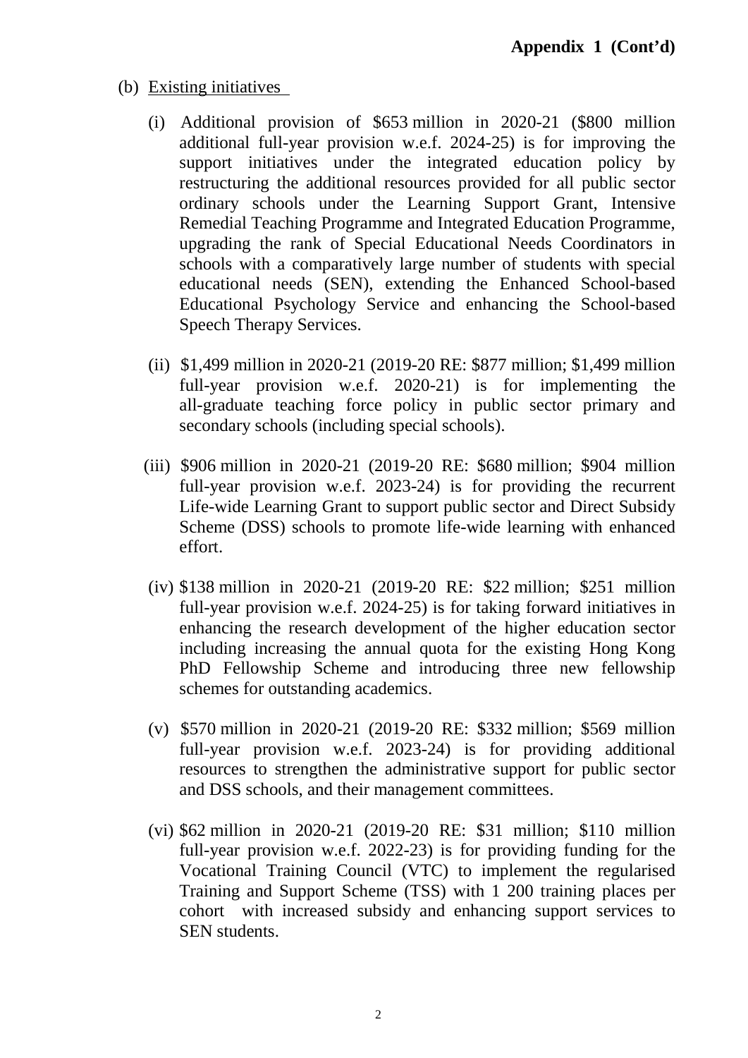**Appendix 1 (Cont'd)**

(b) Existing initiatives

(i) Additional provision of $653 million in 2020-21 ($800 million additional full-year provision w.e.f. 2024-25) is for improving the support initiatives under the integrated education policy by restructuring the additional resources provided for all public sector ordinary schools under the Learning Support Grant, Intensive Remedial Teaching Programme and Integrated Education Programme, upgrading the rank of Special Educational Needs Coordinators in schools with a comparatively large number of students with special educational needs (SEN), extending the Enhanced School-based Educational Psychology Service and enhancing the School-based Speech Therapy Services.

(ii) $1,499 million in 2020-21 (2019-20 RE: $877 million; $1,499 million full-year provision w.e.f. 2020-21) is for implementing the all-graduate teaching force policy in public sector primary and secondary schools (including special schools).

(iii) $906 million in 2020-21 (2019-20 RE: $680 million; $904 million full-year provision w.e.f. 2023-24) is for providing the recurrent Life-wide Learning Grant to support public sector and Direct Subsidy Scheme (DSS) schools to promote life-wide learning with enhanced effort.

(iv) $138 million in 2020-21 (2019-20 RE: $22 million; $251 million full-year provision w.e.f. 2024-25) is for taking forward initiatives in enhancing the research development of the higher education sector including increasing the annual quota for the existing Hong Kong PhD Fellowship Scheme and introducing three new fellowship schemes for outstanding academics.

(v) $570 million in 2020-21 (2019-20 RE: $332 million; $569 million full-year provision w.e.f. 2023-24) is for providing additional resources to strengthen the administrative support for public sector and DSS schools, and their management committees.

(vi) $62 million in 2020-21 (2019-20 RE: $31 million; $110 million full-year provision w.e.f. 2022-23) is for providing funding for the Vocational Training Council (VTC) to implement the regularised Training and Support Scheme (TSS) with 1 200 training places per cohort with increased subsidy and enhancing support services to SEN students.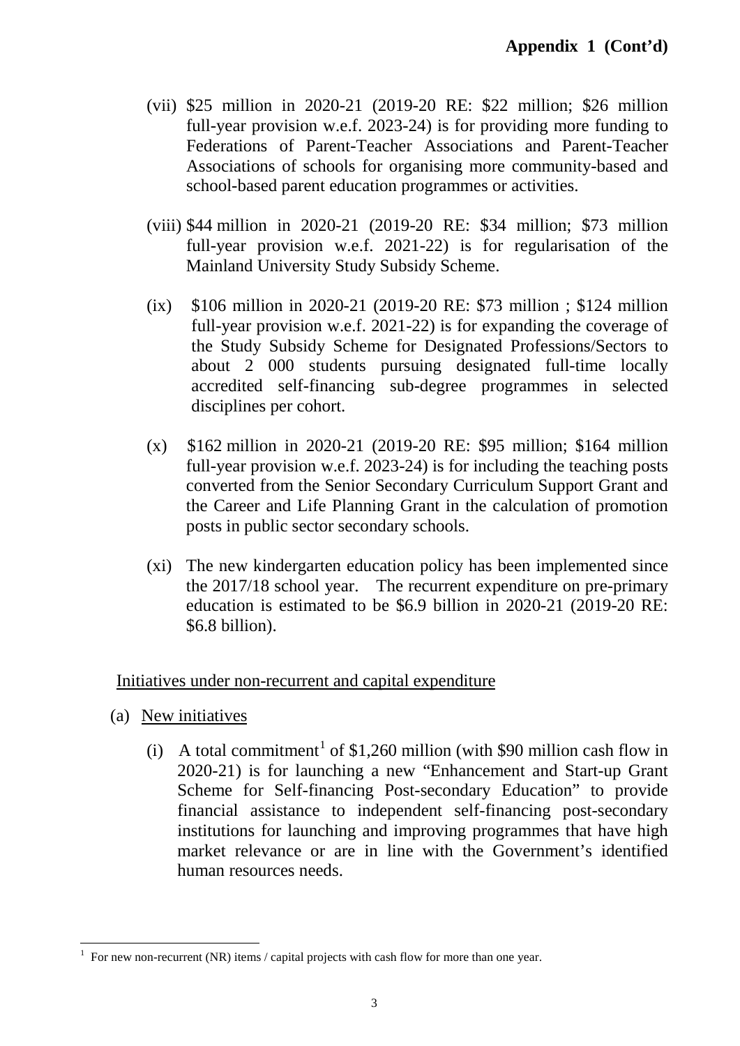**Appendix 1 (Cont'd)**

(vii) $25 million in 2020-21 (2019-20 RE: $22 million; $26 million full-year provision w.e.f. 2023-24) is for providing more funding to Federations of Parent-Teacher Associations and Parent-Teacher Associations of schools for organising more community-based and school-based parent education programmes or activities.

(viii) $44 million in 2020-21 (2019-20 RE: $34 million; $73 million full-year provision w.e.f. 2021-22) is for regularisation of the Mainland University Study Subsidy Scheme.

(ix) $106 million in 2020-21 (2019-20 RE: $73 million ; $124 million full-year provision w.e.f. 2021-22) is for expanding the coverage of the Study Subsidy Scheme for Designated Professions/Sectors to about 2 000 students pursuing designated full-time locally accredited self-financing sub-degree programmes in selected disciplines per cohort.

(x) $162 million in 2020-21 (2019-20 RE: $95 million; $164 million full-year provision w.e.f. 2023-24) is for including the teaching posts converted from the Senior Secondary Curriculum Support Grant and the Career and Life Planning Grant in the calculation of promotion posts in public sector secondary schools.

(xi) The new kindergarten education policy has been implemented since the 2017/18 school year. The recurrent expenditure on pre-primary education is estimated to be $6.9 billion in 2020-21 (2019-20 RE: $6.8 billion).

Initiatives under non-recurrent and capital expenditure

(a) New initiatives

(i) A total commitment[1] of $1,260 million (with $90 million cash flow in 2020-21) is for launching a new "Enhancement and Start-up Grant Scheme for Self-financing Post-secondary Education" to provide financial assistance to independent self-financing post-secondary institutions for launching and improving programmes that have high market relevance or are in line with the Government's identified human resources needs.

---

[1] For new non-recurrent (NR) items / capital projects with cash flow for more than one year.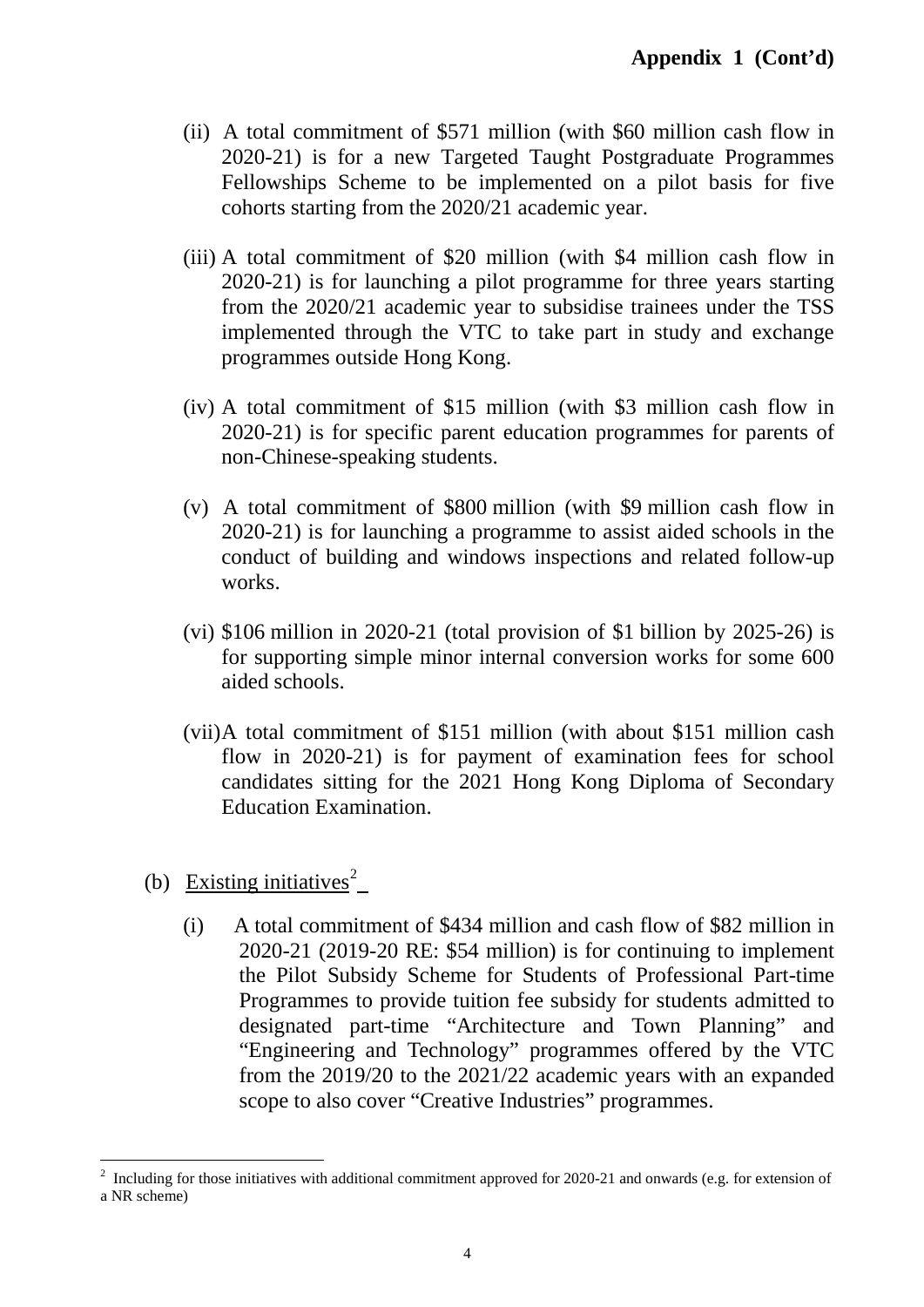**Appendix 1 (Cont'd)**

(ii) A total commitment of $571 million (with $60 million cash flow in 2020-21) is for a new Targeted Taught Postgraduate Programmes Fellowships Scheme to be implemented on a pilot basis for five cohorts starting from the 2020/21 academic year.

(iii) A total commitment of $20 million (with $4 million cash flow in 2020-21) is for launching a pilot programme for three years starting from the 2020/21 academic year to subsidise trainees under the TSS implemented through the VTC to take part in study and exchange programmes outside Hong Kong.

(iv) A total commitment of $15 million (with $3 million cash flow in 2020-21) is for specific parent education programmes for parents of non-Chinese-speaking students.

(v) A total commitment of $800 million (with $9 million cash flow in 2020-21) is for launching a programme to assist aided schools in the conduct of building and windows inspections and related follow-up works.

(vi) $106 million in 2020-21 (total provision of $1 billion by 2025-26) is for supporting simple minor internal conversion works for some 600 aided schools.

(vii) A total commitment of $151 million (with about $151 million cash flow in 2020-21) is for payment of examination fees for school candidates sitting for the 2021 Hong Kong Diploma of Secondary Education Examination.

(b) Existing initiatives[2]

(i) A total commitment of $434 million and cash flow of $82 million in 2020-21 (2019-20 RE: $54 million) is for continuing to implement the Pilot Subsidy Scheme for Students of Professional Part-time Programmes to provide tuition fee subsidy for students admitted to designated part-time "Architecture and Town Planning" and "Engineering and Technology" programmes offered by the VTC from the 2019/20 to the 2021/22 academic years with an expanded scope to also cover "Creative Industries" programmes.

[2] Including for those initiatives with additional commitment approved for 2020-21 and onwards (e.g. for extension of a NR scheme)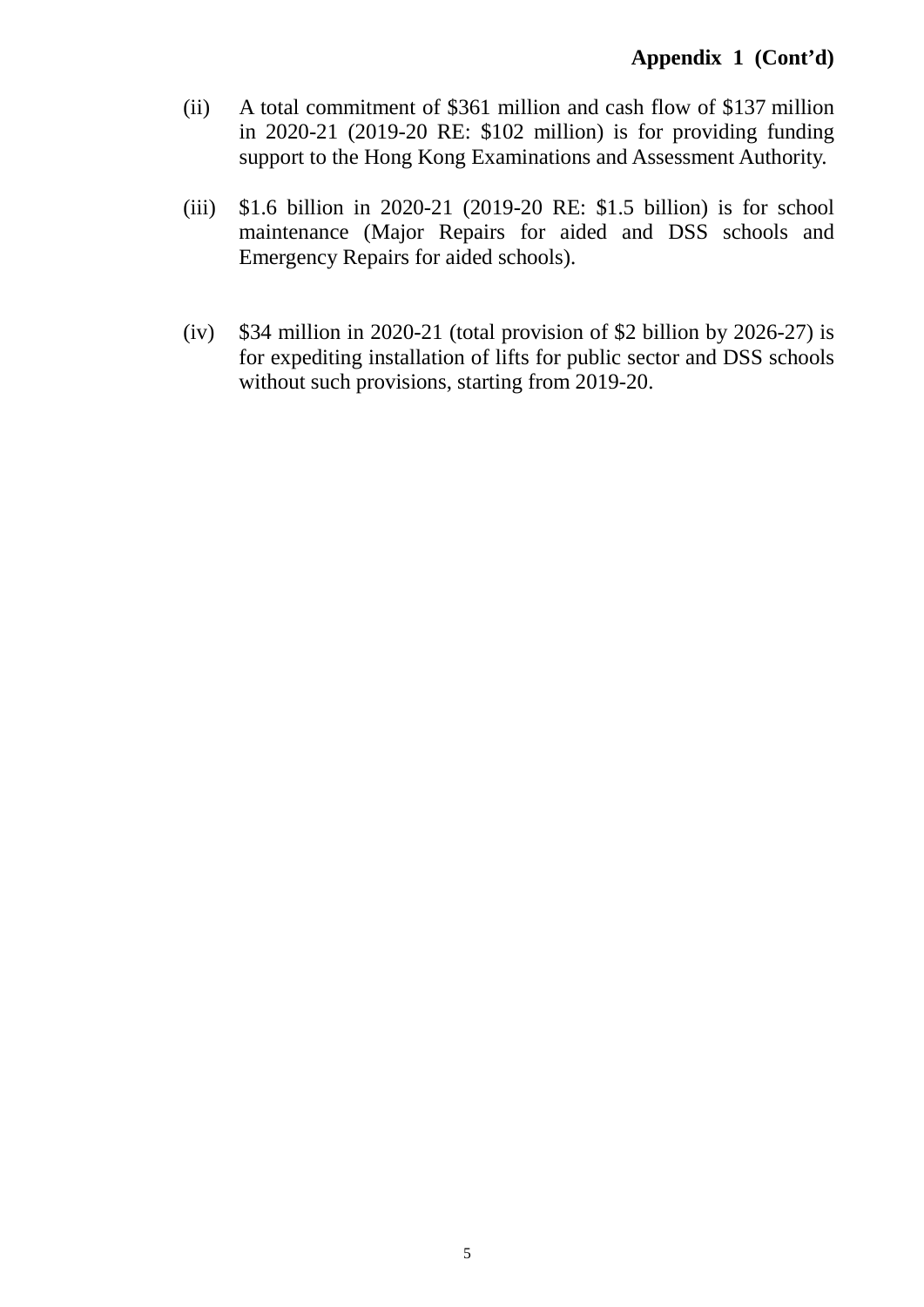**Appendix 1 (Cont'd)**

(ii) A total commitment of $361 million and cash flow of $137 million in 2020-21 (2019-20 RE: $102 million) is for providing funding support to the Hong Kong Examinations and Assessment Authority.

(iii) $1.6 billion in 2020-21 (2019-20 RE: $1.5 billion) is for school maintenance (Major Repairs for aided and DSS schools and Emergency Repairs for aided schools).

(iv) $34 million in 2020-21 (total provision of $2 billion by 2026-27) is for expediting installation of lifts for public sector and DSS schools without such provisions, starting from 2019-20.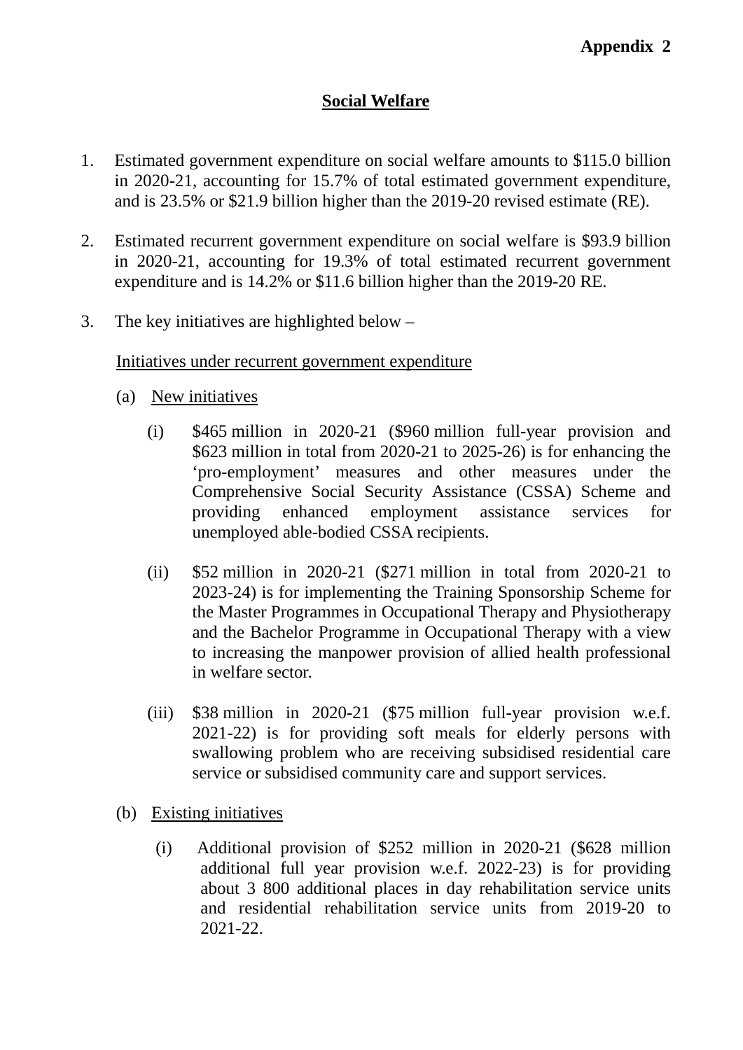**Appendix 2**

## Social Welfare

1. Estimated government expenditure on social welfare amounts to $115.0 billion in 2020-21, accounting for 15.7% of total estimated government expenditure, and is 23.5% or $21.9 billion higher than the 2019-20 revised estimate (RE).

2. Estimated recurrent government expenditure on social welfare is $93.9 billion in 2020-21, accounting for 19.3% of total estimated recurrent government expenditure and is 14.2% or $11.6 billion higher than the 2019-20 RE.

3. The key initiatives are highlighted below –

   Initiatives under recurrent government expenditure

   (a) New initiatives

      (i) $465 million in 2020-21 ($960 million full-year provision and $623 million in total from 2020-21 to 2025-26) is for enhancing the ‘pro-employment’ measures and other measures under the Comprehensive Social Security Assistance (CSSA) Scheme and providing enhanced employment assistance services for unemployed able-bodied CSSA recipients.

      (ii) $52 million in 2020-21 ($271 million in total from 2020-21 to 2023-24) is for implementing the Training Sponsorship Scheme for the Master Programmes in Occupational Therapy and Physiotherapy and the Bachelor Programme in Occupational Therapy with a view to increasing the manpower provision of allied health professional in welfare sector.

      (iii) $38 million in 2020-21 ($75 million full-year provision w.e.f. 2021-22) is for providing soft meals for elderly persons with swallowing problem who are receiving subsidised residential care service or subsidised community care and support services.

   (b) Existing initiatives

      (i) Additional provision of $252 million in 2020-21 ($628 million additional full year provision w.e.f. 2022-23) is for providing about 3 800 additional places in day rehabilitation service units and residential rehabilitation service units from 2019-20 to 2021-22.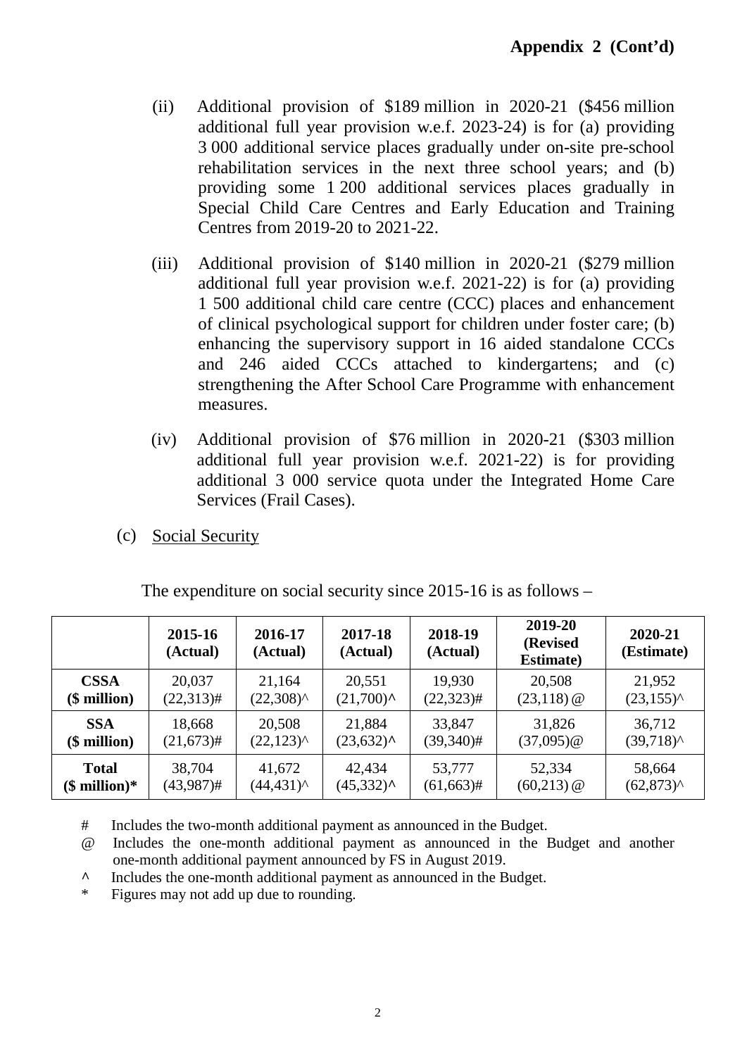**Appendix 2 (Cont'd)**

(ii) Additional provision of \$189 million in 2020-21 (\$456 million additional full year provision w.e.f. 2023-24) is for (a) providing 3 000 additional service places gradually under on-site pre-school rehabilitation services in the next three school years; and (b) providing some 1 200 additional services places gradually in Special Child Care Centres and Early Education and Training Centres from 2019-20 to 2021-22.

(iii) Additional provision of \$140 million in 2020-21 (\$279 million additional full year provision w.e.f. 2021-22) is for (a) providing 1 500 additional child care centre (CCC) places and enhancement of clinical psychological support for children under foster care; (b) enhancing the supervisory support in 16 aided standalone CCCs and 246 aided CCCs attached to kindergartens; and (c) strengthening the After School Care Programme with enhancement measures.

(iv) Additional provision of \$76 million in 2020-21 (\$303 million additional full year provision w.e.f. 2021-22) is for providing additional 3 000 service quota under the Integrated Home Care Services (Frail Cases).

(c) Social Security

The expenditure on social security since 2015-16 is as follows –

| | 2015-16 (Actual) | 2016-17 (Actual) | 2017-18 (Actual) | 2018-19 (Actual) | 2019-20 (Revised Estimate) | 2020-21 (Estimate) |
|---|---|---|---|---|---|---|
| **CSSA (\$ million)** | 20,037 (22,313)# | 21,164 (22,308)^ | 20,551 (21,700)^ | 19,930 (22,323)# | 20,508 (23,118) @ | 21,952 (23,155)^ |
| **SSA (\$ million)** | 18,668 (21,673)# | 20,508 (22,123)^ | 21,884 (23,632)^ | 33,847 (39,340)# | 31,826 (37,095)@ | 36,712 (39,718)^ |
| **Total (\$ million)*** | 38,704 (43,987)# | 41,672 (44,431)^ | 42,434 (45,332)^ | 53,777 (61,663)# | 52,334 (60,213) @ | 58,664 (62,873)^ |

# Includes the two-month additional payment as announced in the Budget.

@ Includes the one-month additional payment as announced in the Budget and another one-month additional payment announced by FS in August 2019.

^ Includes the one-month additional payment as announced in the Budget.

* Figures may not add up due to rounding.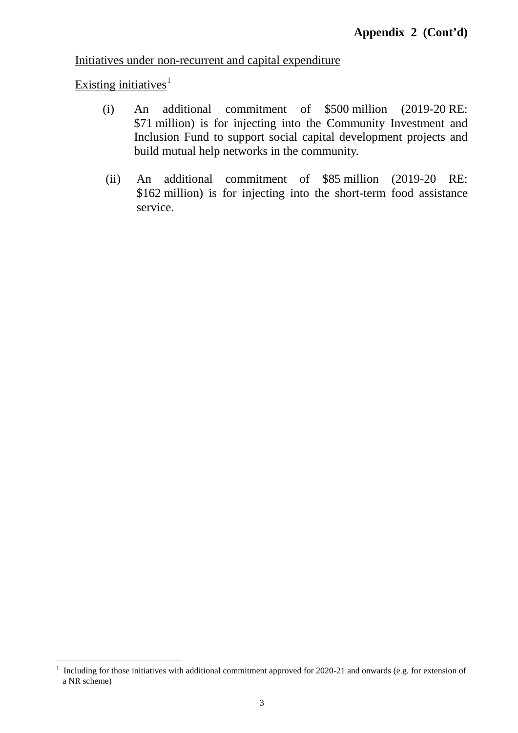**Appendix 2 (Cont'd)**

Initiatives under non-recurrent and capital expenditure

Existing initiatives[1]

(i) An additional commitment of $500 million (2019-20 RE: $71 million) is for injecting into the Community Investment and Inclusion Fund to support social capital development projects and build mutual help networks in the community.

(ii) An additional commitment of $85 million (2019-20 RE: $162 million) is for injecting into the short-term food assistance service.

---

[1] Including for those initiatives with additional commitment approved for 2020-21 and onwards (e.g. for extension of a NR scheme)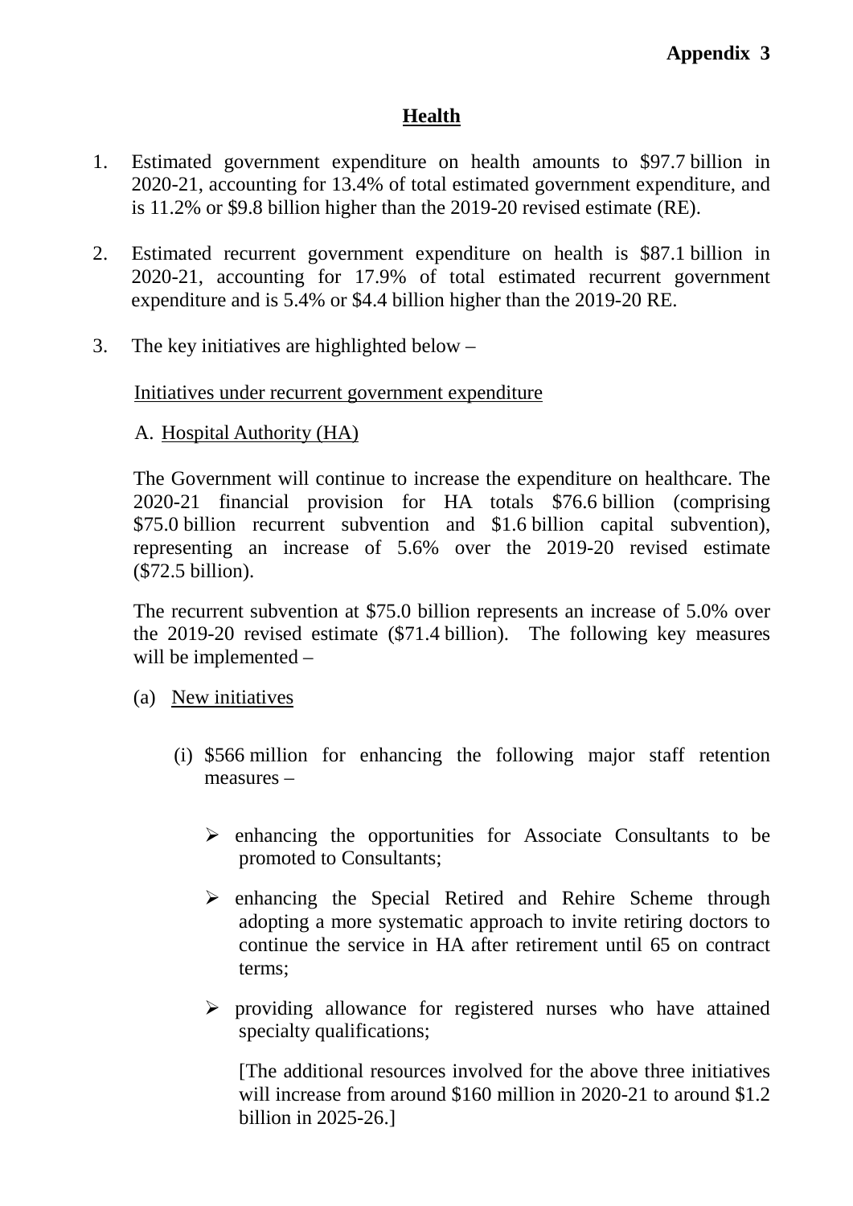**Appendix 3**

# Health

1. Estimated government expenditure on health amounts to $97.7 billion in 2020-21, accounting for 13.4% of total estimated government expenditure, and is 11.2% or $9.8 billion higher than the 2019-20 revised estimate (RE).

2. Estimated recurrent government expenditure on health is $87.1 billion in 2020-21, accounting for 17.9% of total estimated recurrent government expenditure and is 5.4% or $4.4 billion higher than the 2019-20 RE.

3. The key initiatives are highlighted below –

   Initiatives under recurrent government expenditure

   A. Hospital Authority (HA)

   The Government will continue to increase the expenditure on healthcare. The 2020-21 financial provision for HA totals $76.6 billion (comprising $75.0 billion recurrent subvention and $1.6 billion capital subvention), representing an increase of 5.6% over the 2019-20 revised estimate ($72.5 billion).

   The recurrent subvention at $75.0 billion represents an increase of 5.0% over the 2019-20 revised estimate ($71.4 billion). The following key measures will be implemented –

   (a) New initiatives

   (i) $566 million for enhancing the following major staff retention measures –

   - enhancing the opportunities for Associate Consultants to be promoted to Consultants;
   - enhancing the Special Retired and Rehire Scheme through adopting a more systematic approach to invite retiring doctors to continue the service in HA after retirement until 65 on contract terms;
   - providing allowance for registered nurses who have attained specialty qualifications;

     [The additional resources involved for the above three initiatives will increase from around $160 million in 2020-21 to around $1.2 billion in 2025-26.]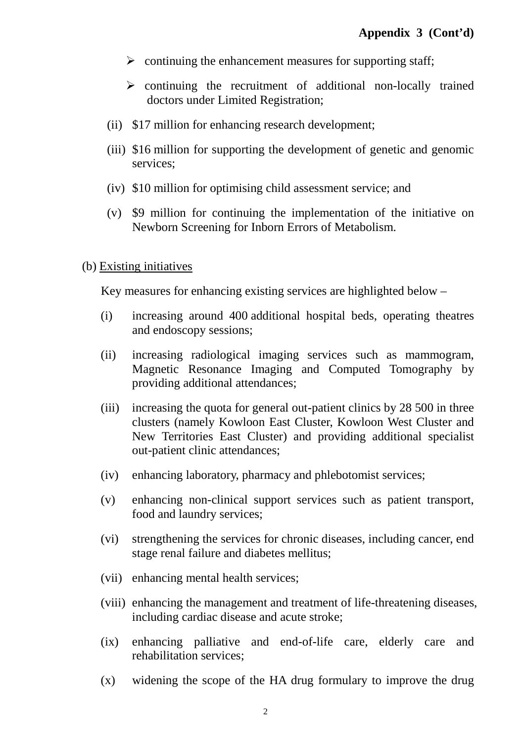**Appendix 3 (Cont'd)**

- continuing the enhancement measures for supporting staff;
- continuing the recruitment of additional non-locally trained doctors under Limited Registration;

(ii) $17 million for enhancing research development;

(iii) $16 million for supporting the development of genetic and genomic services;

(iv) $10 million for optimising child assessment service; and

(v) $9 million for continuing the implementation of the initiative on Newborn Screening for Inborn Errors of Metabolism.

(b) Existing initiatives

Key measures for enhancing existing services are highlighted below –

(i) increasing around 400 additional hospital beds, operating theatres and endoscopy sessions;

(ii) increasing radiological imaging services such as mammogram, Magnetic Resonance Imaging and Computed Tomography by providing additional attendances;

(iii) increasing the quota for general out-patient clinics by 28 500 in three clusters (namely Kowloon East Cluster, Kowloon West Cluster and New Territories East Cluster) and providing additional specialist out-patient clinic attendances;

(iv) enhancing laboratory, pharmacy and phlebotomist services;

(v) enhancing non-clinical support services such as patient transport, food and laundry services;

(vi) strengthening the services for chronic diseases, including cancer, end stage renal failure and diabetes mellitus;

(vii) enhancing mental health services;

(viii) enhancing the management and treatment of life-threatening diseases, including cardiac disease and acute stroke;

(ix) enhancing palliative and end-of-life care, elderly care and rehabilitation services;

(x) widening the scope of the HA drug formulary to improve the drug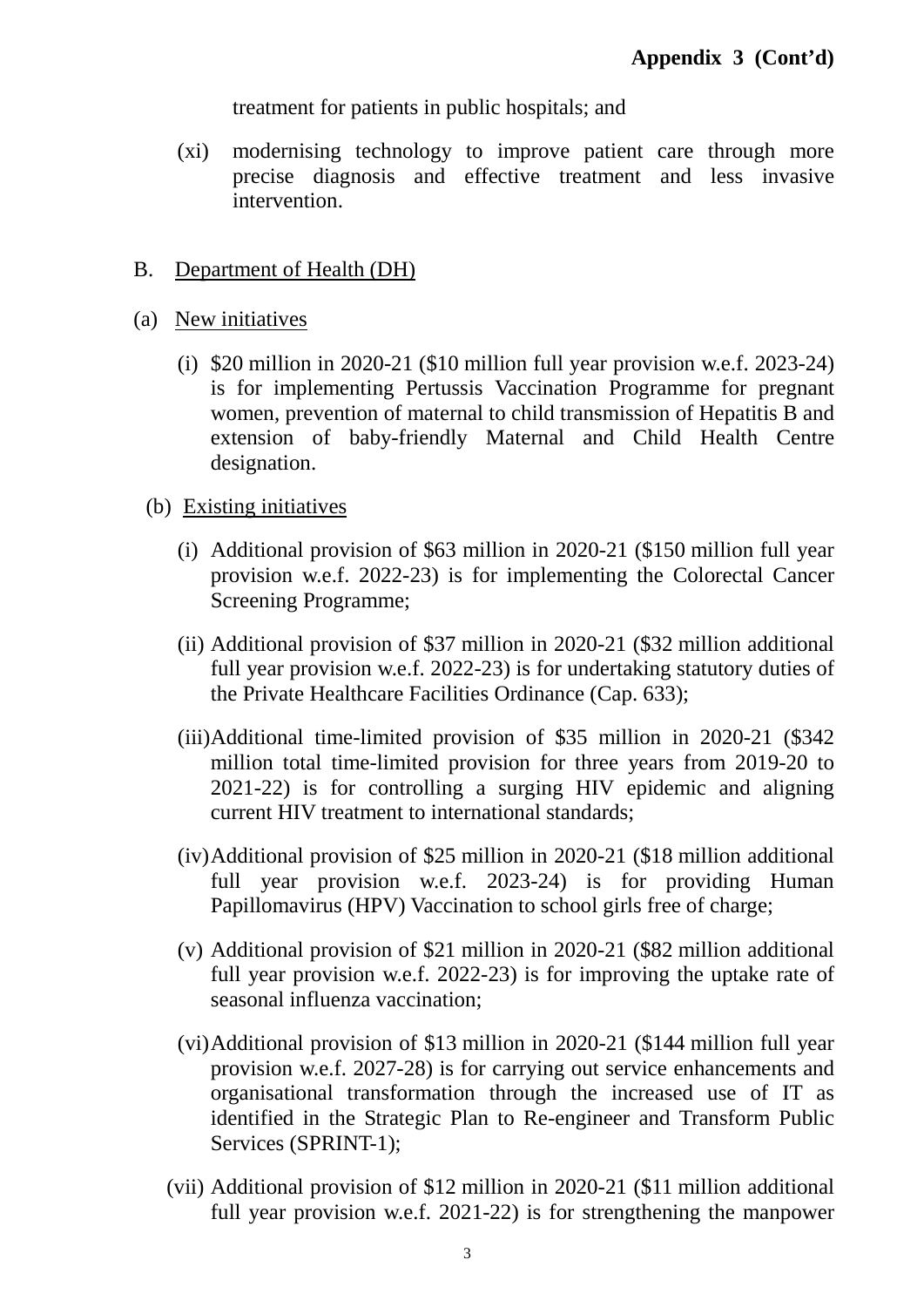treatment for patients in public hospitals; and

(xi) modernising technology to improve patient care through more precise diagnosis and effective treatment and less invasive intervention.

B. Department of Health (DH)

(a) New initiatives

(i) $20 million in 2020-21 ($10 million full year provision w.e.f. 2023-24) is for implementing Pertussis Vaccination Programme for pregnant women, prevention of maternal to child transmission of Hepatitis B and extension of baby-friendly Maternal and Child Health Centre designation.

(b) Existing initiatives

(i) Additional provision of $63 million in 2020-21 ($150 million full year provision w.e.f. 2022-23) is for implementing the Colorectal Cancer Screening Programme;

(ii) Additional provision of $37 million in 2020-21 ($32 million additional full year provision w.e.f. 2022-23) is for undertaking statutory duties of the Private Healthcare Facilities Ordinance (Cap. 633);

(iii) Additional time-limited provision of $35 million in 2020-21 ($342 million total time-limited provision for three years from 2019-20 to 2021-22) is for controlling a surging HIV epidemic and aligning current HIV treatment to international standards;

(iv) Additional provision of $25 million in 2020-21 ($18 million additional full year provision w.e.f. 2023-24) is for providing Human Papillomavirus (HPV) Vaccination to school girls free of charge;

(v) Additional provision of $21 million in 2020-21 ($82 million additional full year provision w.e.f. 2022-23) is for improving the uptake rate of seasonal influenza vaccination;

(vi) Additional provision of $13 million in 2020-21 ($144 million full year provision w.e.f. 2027-28) is for carrying out service enhancements and organisational transformation through the increased use of IT as identified in the Strategic Plan to Re-engineer and Transform Public Services (SPRINT-1);

(vii) Additional provision of $12 million in 2020-21 ($11 million additional full year provision w.e.f. 2021-22) is for strengthening the manpower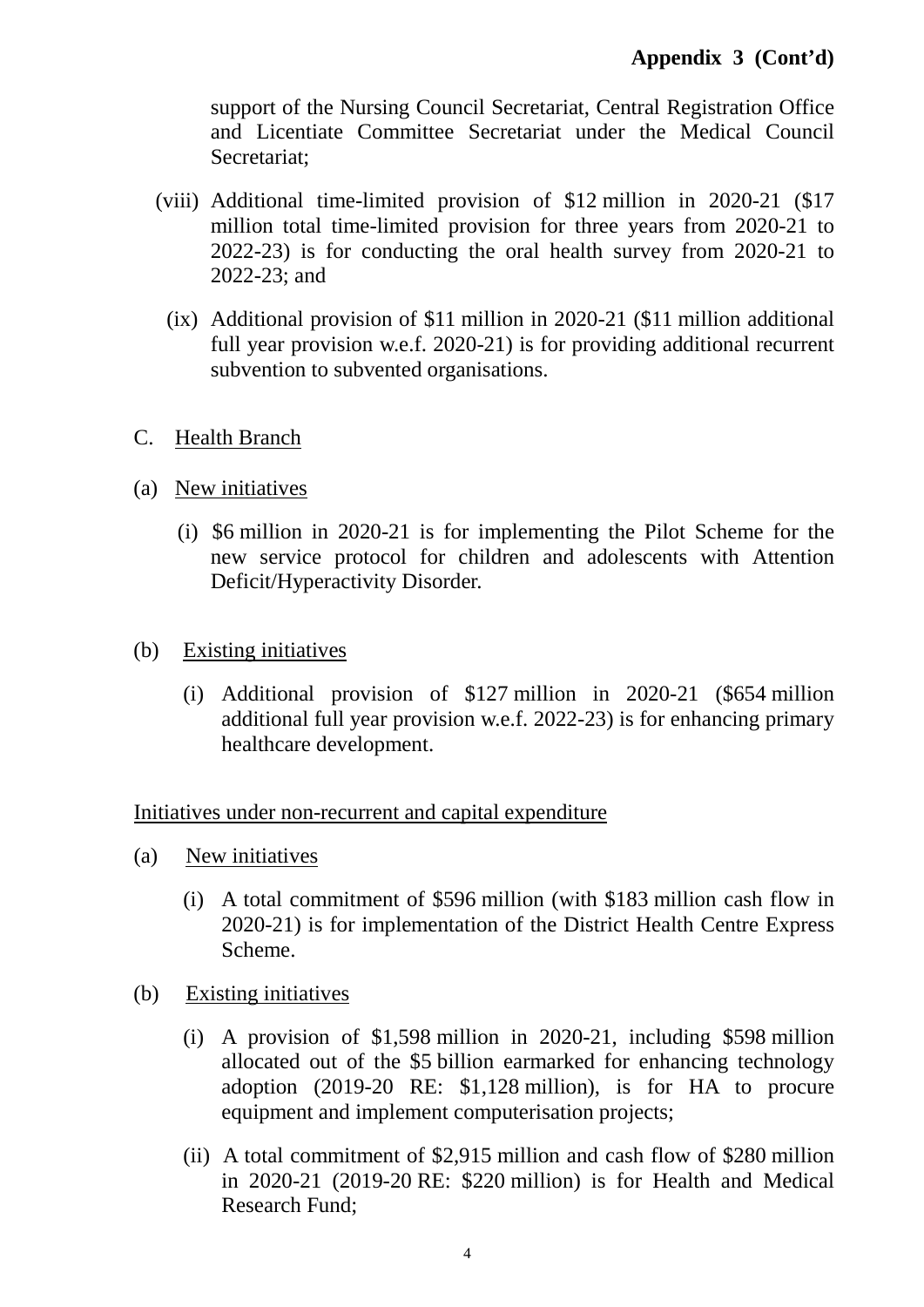**Appendix 3 (Cont'd)**

support of the Nursing Council Secretariat, Central Registration Office and Licentiate Committee Secretariat under the Medical Council Secretariat;

(viii) Additional time-limited provision of $12 million in 2020-21 ($17 million total time-limited provision for three years from 2020-21 to 2022-23) is for conducting the oral health survey from 2020-21 to 2022-23; and

(ix) Additional provision of $11 million in 2020-21 ($11 million additional full year provision w.e.f. 2020-21) is for providing additional recurrent subvention to subvented organisations.

C. Health Branch

(a) New initiatives

(i) $6 million in 2020-21 is for implementing the Pilot Scheme for the new service protocol for children and adolescents with Attention Deficit/Hyperactivity Disorder.

(b) Existing initiatives

(i) Additional provision of $127 million in 2020-21 ($654 million additional full year provision w.e.f. 2022-23) is for enhancing primary healthcare development.

Initiatives under non-recurrent and capital expenditure

(a) New initiatives

(i) A total commitment of $596 million (with $183 million cash flow in 2020-21) is for implementation of the District Health Centre Express Scheme.

(b) Existing initiatives

(i) A provision of $1,598 million in 2020-21, including $598 million allocated out of the $5 billion earmarked for enhancing technology adoption (2019-20 RE: $1,128 million), is for HA to procure equipment and implement computerisation projects;

(ii) A total commitment of $2,915 million and cash flow of $280 million in 2020-21 (2019-20 RE: $220 million) is for Health and Medical Research Fund;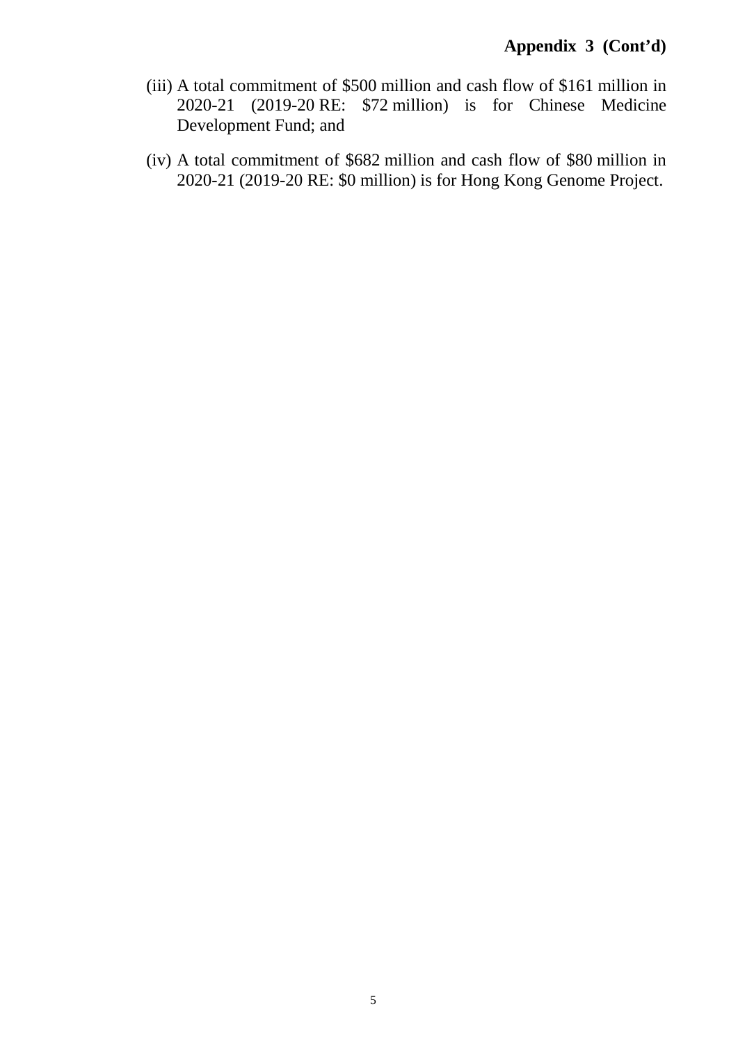**Appendix 3 (Cont'd)**

(iii) A total commitment of $500 million and cash flow of $161 million in 2020-21 (2019-20 RE: $72 million) is for Chinese Medicine Development Fund; and

(iv) A total commitment of $682 million and cash flow of $80 million in 2020-21 (2019-20 RE: $0 million) is for Hong Kong Genome Project.